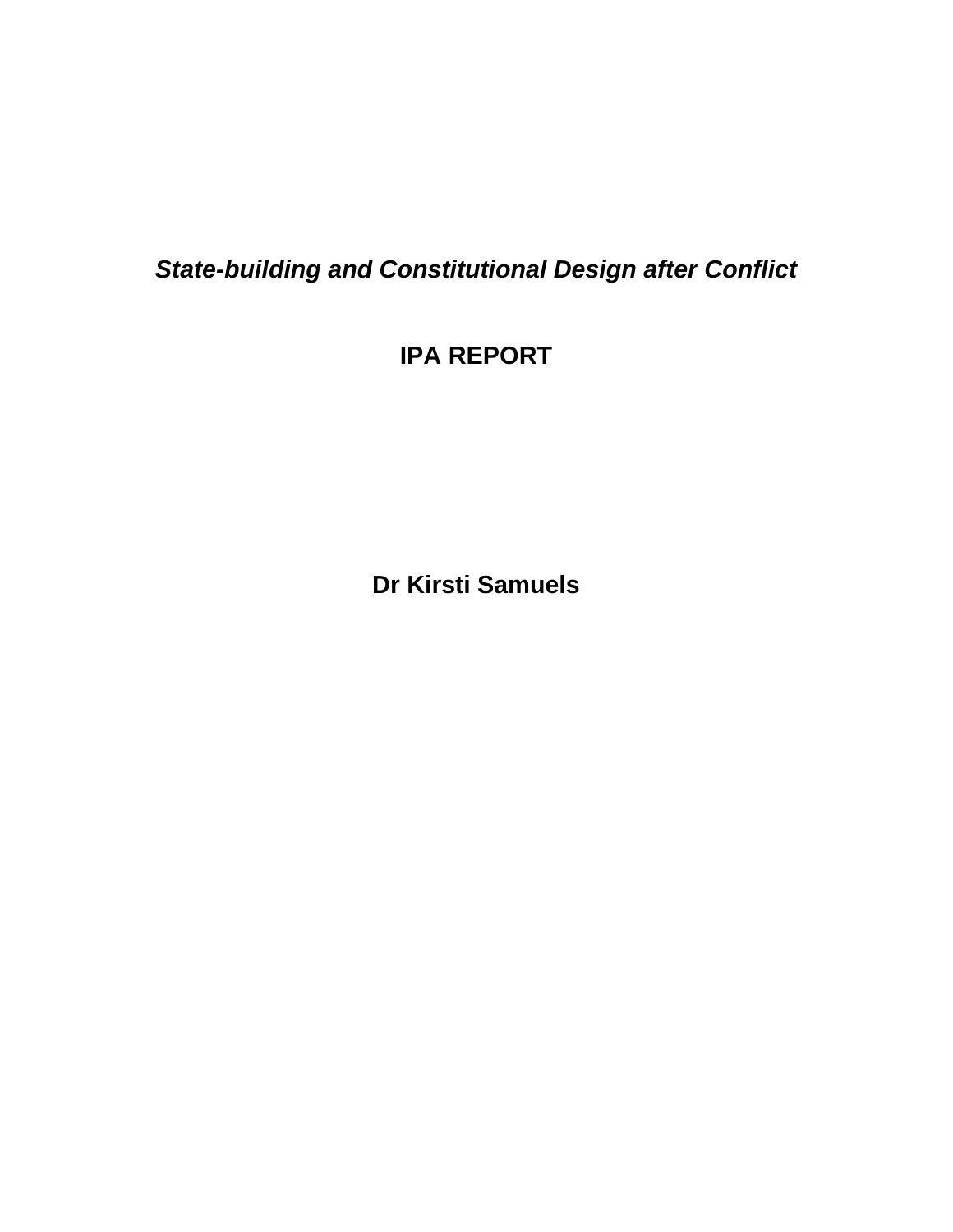# *State-building and Constitutional Design after Conflict*

## IPA REPORT

**Dr Kirsti Samuels**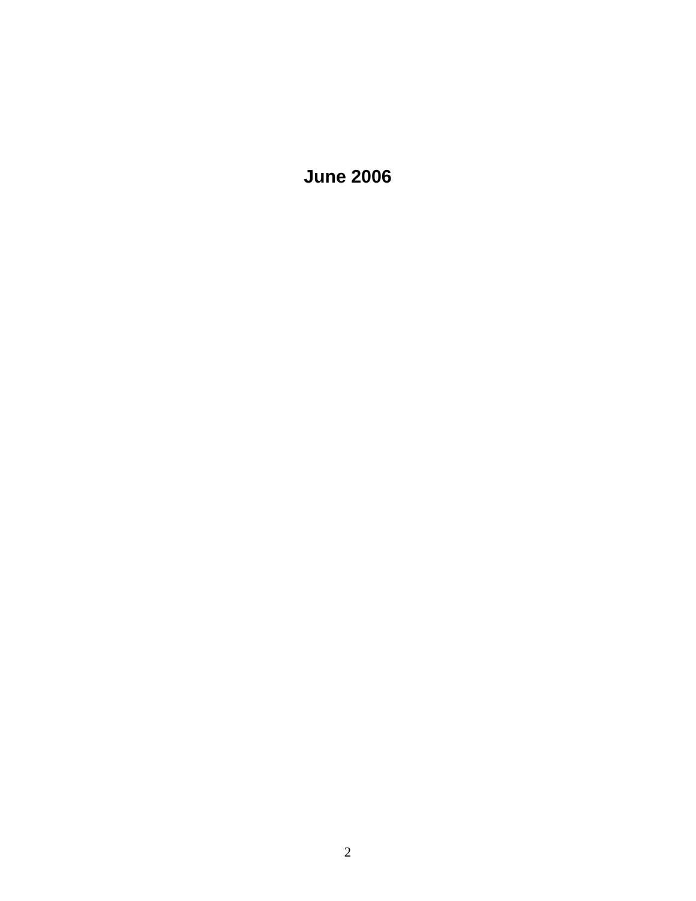**June 2006**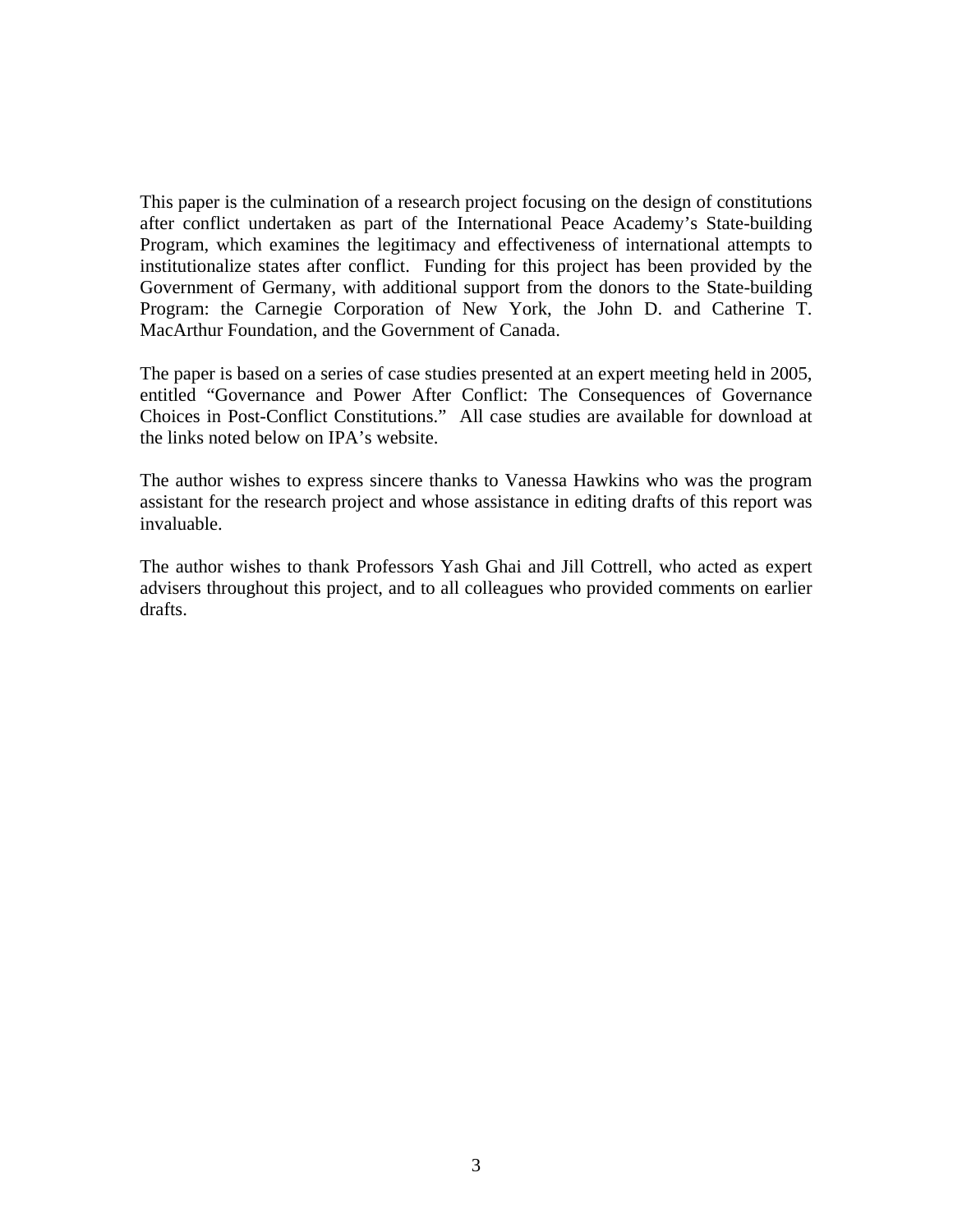This paper is the culmination of a research project focusing on the design of constitutions after conflict undertaken as part of the International Peace Academy's State-building Program, which examines the legitimacy and effectiveness of international attempts to institutionalize states after conflict. Funding for this project has been provided by the Government of Germany, with additional support from the donors to the State-building Program: the Carnegie Corporation of New York, the John D. and Catherine T. MacArthur Foundation, and the Government of Canada.

The paper is based on a series of case studies presented at an expert meeting held in 2005, entitled "Governance and Power After Conflict: The Consequences of Governance Choices in Post-Conflict Constitutions." All case studies are available for download at the links noted below on IPA's website.

The author wishes to express sincere thanks to Vanessa Hawkins who was the program assistant for the research project and whose assistance in editing drafts of this report was invaluable.

The author wishes to thank Professors Yash Ghai and Jill Cottrell, who acted as expert advisers throughout this project, and to all colleagues who provided comments on earlier drafts.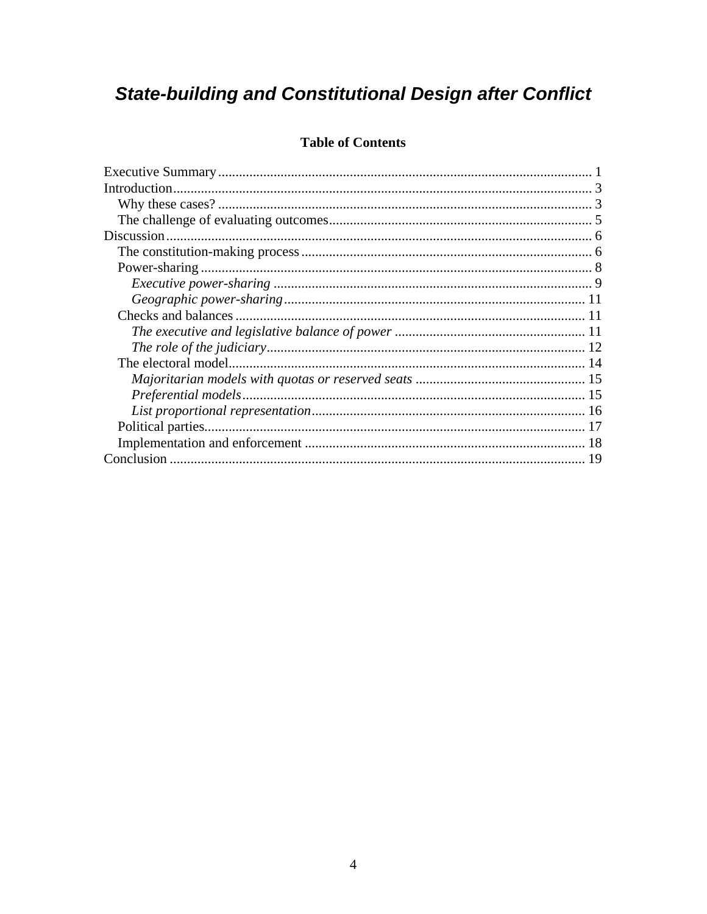# *State-building and Constitutional Design after Conflict*

**Table of Contents**

Executive Summary ... 1
Introduction ... 3
- Why these cases? ... 3
- The challenge of evaluating outcomes ... 5

Discussion ... 6
- The constitution-making process ... 6
- Power-sharing ... 8
  - *Executive power-sharing* ... 9
  - *Geographic power-sharing* ... 11
- Checks and balances ... 11
  - *The executive and legislative balance of power* ... 11
  - *The role of the judiciary* ... 12
- The electoral model ... 14
  - *Majoritarian models with quotas or reserved seats* ... 15
  - *Preferential models* ... 15
  - *List proportional representation* ... 16
- Political parties ... 17
- Implementation and enforcement ... 18

Conclusion ... 19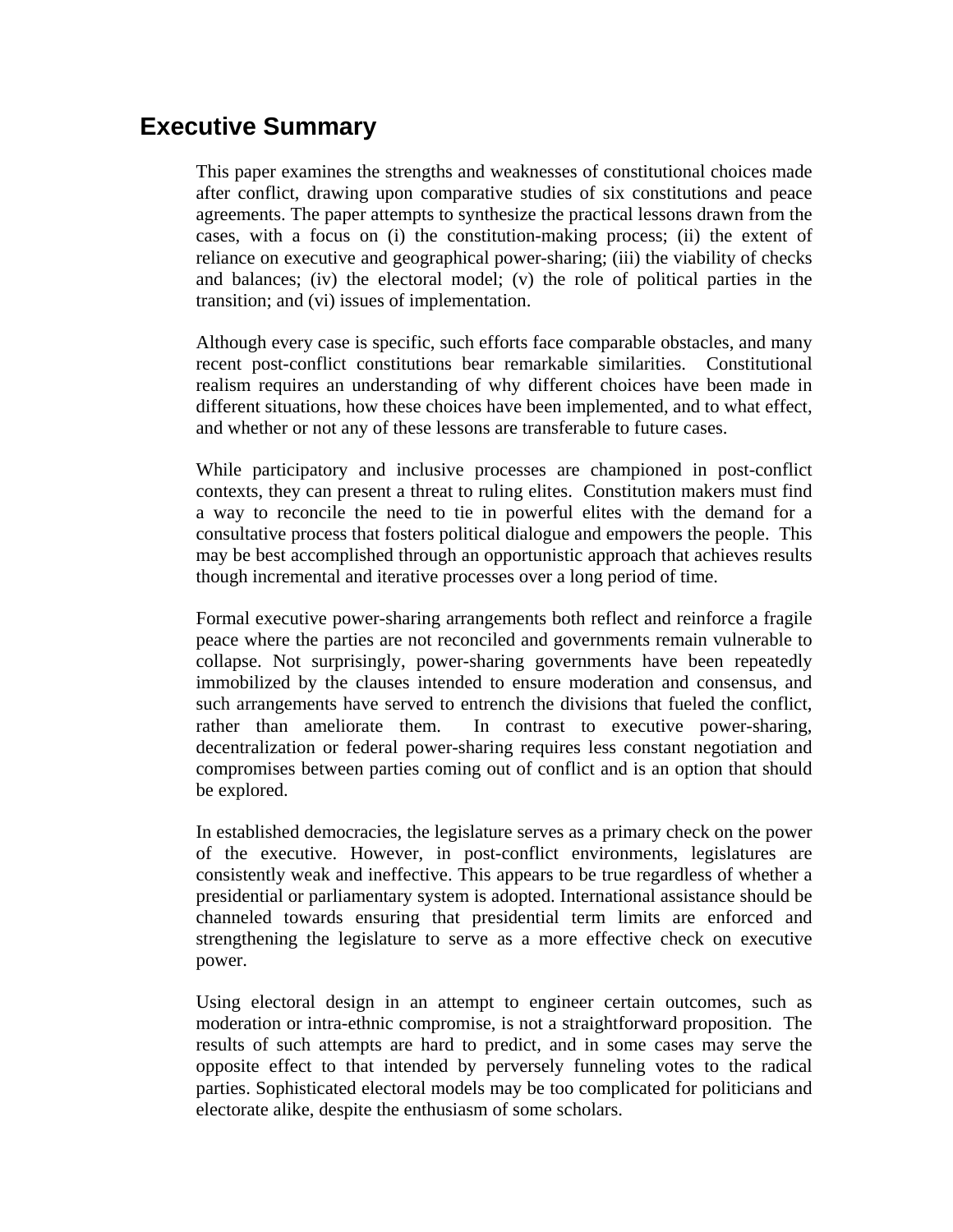## Executive Summary

This paper examines the strengths and weaknesses of constitutional choices made after conflict, drawing upon comparative studies of six constitutions and peace agreements. The paper attempts to synthesize the practical lessons drawn from the cases, with a focus on (i) the constitution-making process; (ii) the extent of reliance on executive and geographical power-sharing; (iii) the viability of checks and balances; (iv) the electoral model; (v) the role of political parties in the transition; and (vi) issues of implementation.

Although every case is specific, such efforts face comparable obstacles, and many recent post-conflict constitutions bear remarkable similarities. Constitutional realism requires an understanding of why different choices have been made in different situations, how these choices have been implemented, and to what effect, and whether or not any of these lessons are transferable to future cases.

While participatory and inclusive processes are championed in post-conflict contexts, they can present a threat to ruling elites. Constitution makers must find a way to reconcile the need to tie in powerful elites with the demand for a consultative process that fosters political dialogue and empowers the people. This may be best accomplished through an opportunistic approach that achieves results though incremental and iterative processes over a long period of time.

Formal executive power-sharing arrangements both reflect and reinforce a fragile peace where the parties are not reconciled and governments remain vulnerable to collapse. Not surprisingly, power-sharing governments have been repeatedly immobilized by the clauses intended to ensure moderation and consensus, and such arrangements have served to entrench the divisions that fueled the conflict, rather than ameliorate them. In contrast to executive power-sharing, decentralization or federal power-sharing requires less constant negotiation and compromises between parties coming out of conflict and is an option that should be explored.

In established democracies, the legislature serves as a primary check on the power of the executive. However, in post-conflict environments, legislatures are consistently weak and ineffective. This appears to be true regardless of whether a presidential or parliamentary system is adopted. International assistance should be channeled towards ensuring that presidential term limits are enforced and strengthening the legislature to serve as a more effective check on executive power.

Using electoral design in an attempt to engineer certain outcomes, such as moderation or intra-ethnic compromise, is not a straightforward proposition. The results of such attempts are hard to predict, and in some cases may serve the opposite effect to that intended by perversely funneling votes to the radical parties. Sophisticated electoral models may be too complicated for politicians and electorate alike, despite the enthusiasm of some scholars.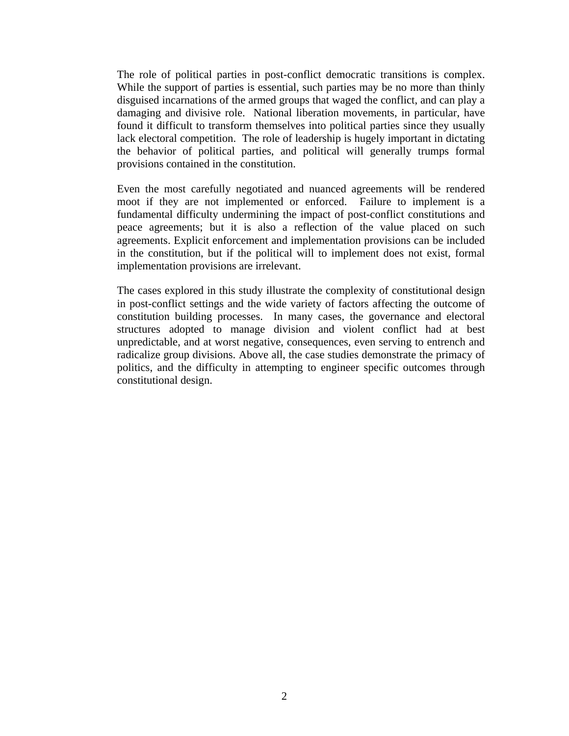The role of political parties in post-conflict democratic transitions is complex. While the support of parties is essential, such parties may be no more than thinly disguised incarnations of the armed groups that waged the conflict, and can play a damaging and divisive role. National liberation movements, in particular, have found it difficult to transform themselves into political parties since they usually lack electoral competition. The role of leadership is hugely important in dictating the behavior of political parties, and political will generally trumps formal provisions contained in the constitution.

Even the most carefully negotiated and nuanced agreements will be rendered moot if they are not implemented or enforced. Failure to implement is a fundamental difficulty undermining the impact of post-conflict constitutions and peace agreements; but it is also a reflection of the value placed on such agreements. Explicit enforcement and implementation provisions can be included in the constitution, but if the political will to implement does not exist, formal implementation provisions are irrelevant.

The cases explored in this study illustrate the complexity of constitutional design in post-conflict settings and the wide variety of factors affecting the outcome of constitution building processes. In many cases, the governance and electoral structures adopted to manage division and violent conflict had at best unpredictable, and at worst negative, consequences, even serving to entrench and radicalize group divisions. Above all, the case studies demonstrate the primacy of politics, and the difficulty in attempting to engineer specific outcomes through constitutional design.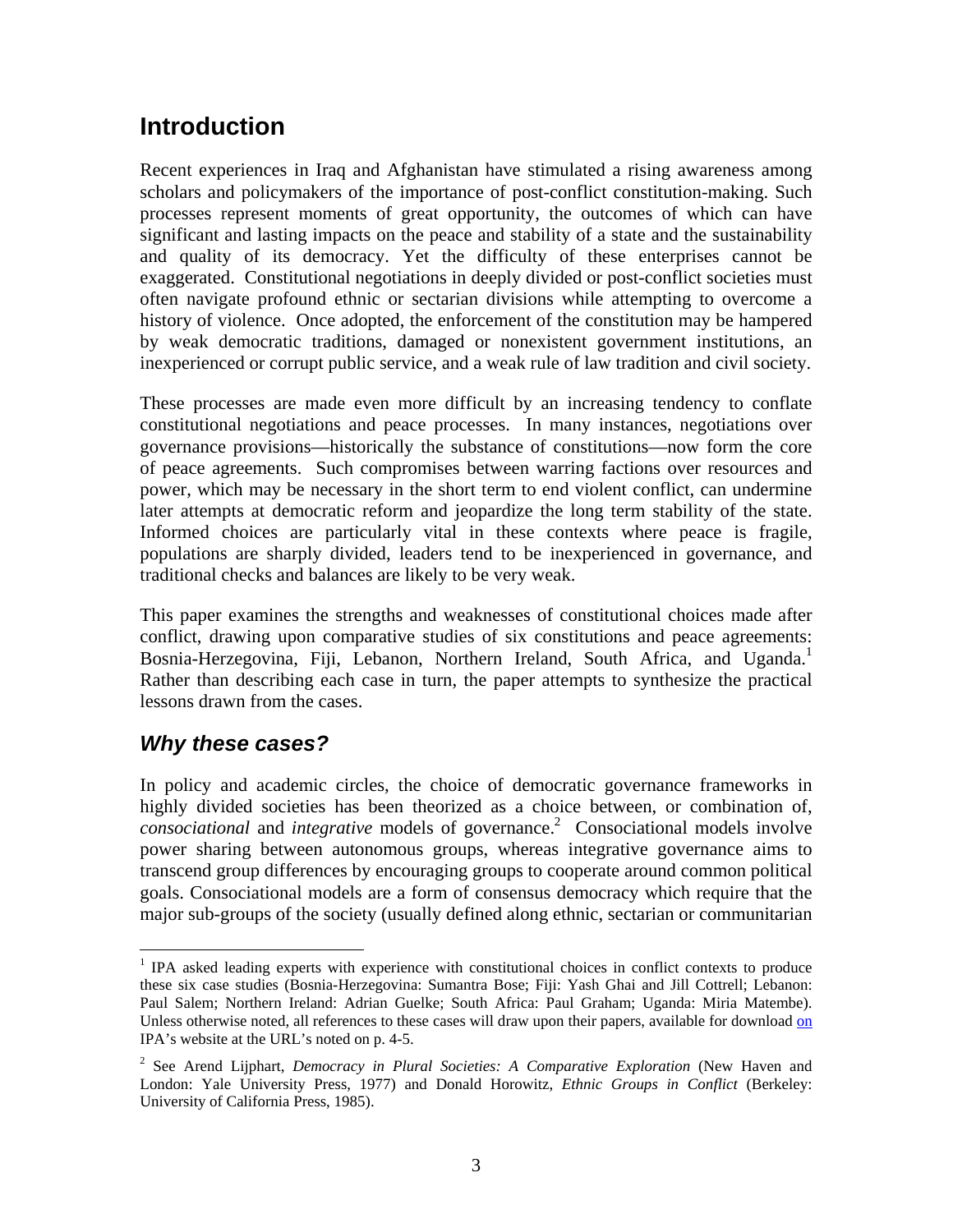# Introduction

Recent experiences in Iraq and Afghanistan have stimulated a rising awareness among scholars and policymakers of the importance of post-conflict constitution-making. Such processes represent moments of great opportunity, the outcomes of which can have significant and lasting impacts on the peace and stability of a state and the sustainability and quality of its democracy. Yet the difficulty of these enterprises cannot be exaggerated. Constitutional negotiations in deeply divided or post-conflict societies must often navigate profound ethnic or sectarian divisions while attempting to overcome a history of violence. Once adopted, the enforcement of the constitution may be hampered by weak democratic traditions, damaged or nonexistent government institutions, an inexperienced or corrupt public service, and a weak rule of law tradition and civil society.

These processes are made even more difficult by an increasing tendency to conflate constitutional negotiations and peace processes. In many instances, negotiations over governance provisions—historically the substance of constitutions—now form the core of peace agreements. Such compromises between warring factions over resources and power, which may be necessary in the short term to end violent conflict, can undermine later attempts at democratic reform and jeopardize the long term stability of the state. Informed choices are particularly vital in these contexts where peace is fragile, populations are sharply divided, leaders tend to be inexperienced in governance, and traditional checks and balances are likely to be very weak.

This paper examines the strengths and weaknesses of constitutional choices made after conflict, drawing upon comparative studies of six constitutions and peace agreements: Bosnia-Herzegovina, Fiji, Lebanon, Northern Ireland, South Africa, and Uganda.[1] Rather than describing each case in turn, the paper attempts to synthesize the practical lessons drawn from the cases.

## *Why these cases?*

In policy and academic circles, the choice of democratic governance frameworks in highly divided societies has been theorized as a choice between, or combination of, *consociational* and *integrative* models of governance.[2] Consociational models involve power sharing between autonomous groups, whereas integrative governance aims to transcend group differences by encouraging groups to cooperate around common political goals. Consociational models are a form of consensus democracy which require that the major sub-groups of the society (usually defined along ethnic, sectarian or communitarian

---

[1] IPA asked leading experts with experience with constitutional choices in conflict contexts to produce these six case studies (Bosnia-Herzegovina: Sumantra Bose; Fiji: Yash Ghai and Jill Cottrell; Lebanon: Paul Salem; Northern Ireland: Adrian Guelke; South Africa: Paul Graham; Uganda: Miria Matembe). Unless otherwise noted, all references to these cases will draw upon their papers, available for download on IPA's website at the URL's noted on p. 4-5.

[2] See Arend Lijphart, *Democracy in Plural Societies: A Comparative Exploration* (New Haven and London: Yale University Press, 1977) and Donald Horowitz, *Ethnic Groups in Conflict* (Berkeley: University of California Press, 1985).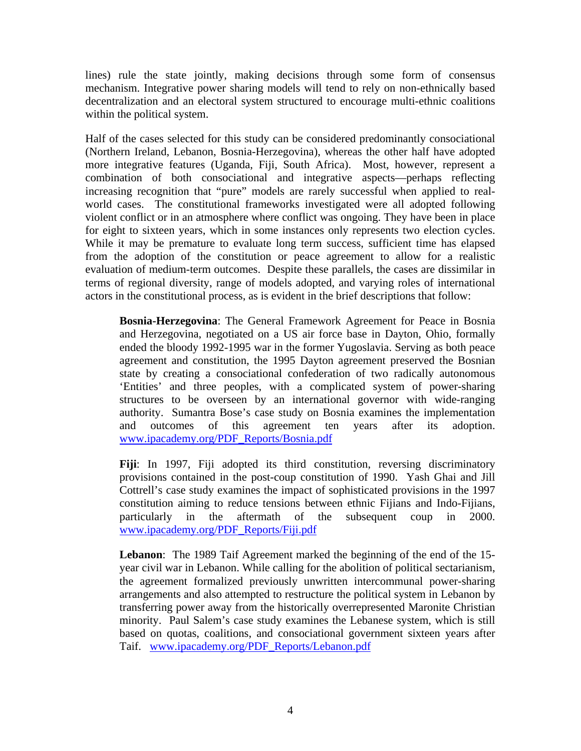lines) rule the state jointly, making decisions through some form of consensus mechanism. Integrative power sharing models will tend to rely on non-ethnically based decentralization and an electoral system structured to encourage multi-ethnic coalitions within the political system.

Half of the cases selected for this study can be considered predominantly consociational (Northern Ireland, Lebanon, Bosnia-Herzegovina), whereas the other half have adopted more integrative features (Uganda, Fiji, South Africa). Most, however, represent a combination of both consociational and integrative aspects—perhaps reflecting increasing recognition that "pure" models are rarely successful when applied to real-world cases. The constitutional frameworks investigated were all adopted following violent conflict or in an atmosphere where conflict was ongoing. They have been in place for eight to sixteen years, which in some instances only represents two election cycles. While it may be premature to evaluate long term success, sufficient time has elapsed from the adoption of the constitution or peace agreement to allow for a realistic evaluation of medium-term outcomes. Despite these parallels, the cases are dissimilar in terms of regional diversity, range of models adopted, and varying roles of international actors in the constitutional process, as is evident in the brief descriptions that follow:

> **Bosnia-Herzegovina**: The General Framework Agreement for Peace in Bosnia and Herzegovina, negotiated on a US air force base in Dayton, Ohio, formally ended the bloody 1992-1995 war in the former Yugoslavia. Serving as both peace agreement and constitution, the 1995 Dayton agreement preserved the Bosnian state by creating a consociational confederation of two radically autonomous 'Entities' and three peoples, with a complicated system of power-sharing structures to be overseen by an international governor with wide-ranging authority. Sumantra Bose's case study on Bosnia examines the implementation and outcomes of this agreement ten years after its adoption. www.ipacademy.org/PDF_Reports/Bosnia.pdf
>
> **Fiji**: In 1997, Fiji adopted its third constitution, reversing discriminatory provisions contained in the post-coup constitution of 1990. Yash Ghai and Jill Cottrell's case study examines the impact of sophisticated provisions in the 1997 constitution aiming to reduce tensions between ethnic Fijians and Indo-Fijians, particularly in the aftermath of the subsequent coup in 2000. www.ipacademy.org/PDF_Reports/Fiji.pdf
>
> **Lebanon**: The 1989 Taif Agreement marked the beginning of the end of the 15-year civil war in Lebanon. While calling for the abolition of political sectarianism, the agreement formalized previously unwritten intercommunal power-sharing arrangements and also attempted to restructure the political system in Lebanon by transferring power away from the historically overrepresented Maronite Christian minority. Paul Salem's case study examines the Lebanese system, which is still based on quotas, coalitions, and consociational government sixteen years after Taif. www.ipacademy.org/PDF_Reports/Lebanon.pdf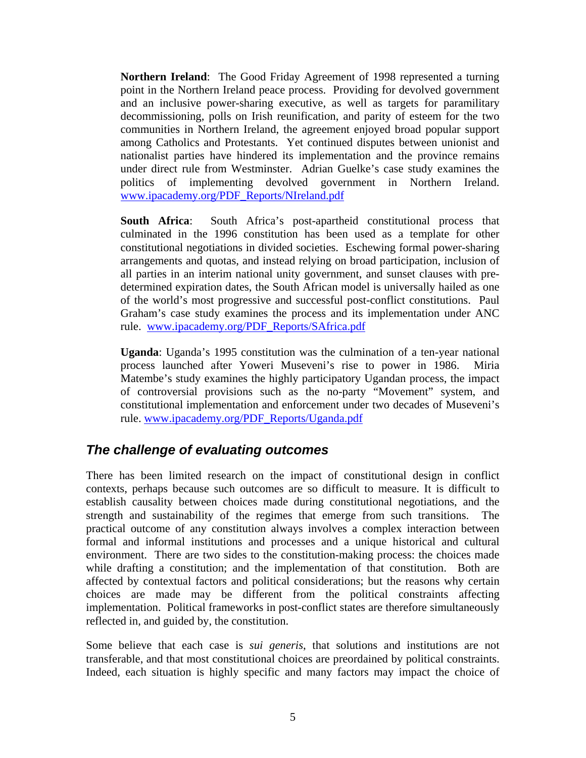**Northern Ireland**: The Good Friday Agreement of 1998 represented a turning point in the Northern Ireland peace process. Providing for devolved government and an inclusive power-sharing executive, as well as targets for paramilitary decommissioning, polls on Irish reunification, and parity of esteem for the two communities in Northern Ireland, the agreement enjoyed broad popular support among Catholics and Protestants. Yet continued disputes between unionist and nationalist parties have hindered its implementation and the province remains under direct rule from Westminster. Adrian Guelke's case study examines the politics of implementing devolved government in Northern Ireland. www.ipacademy.org/PDF_Reports/NIreland.pdf

**South Africa**: South Africa's post-apartheid constitutional process that culminated in the 1996 constitution has been used as a template for other constitutional negotiations in divided societies. Eschewing formal power-sharing arrangements and quotas, and instead relying on broad participation, inclusion of all parties in an interim national unity government, and sunset clauses with pre-determined expiration dates, the South African model is universally hailed as one of the world's most progressive and successful post-conflict constitutions. Paul Graham's case study examines the process and its implementation under ANC rule. www.ipacademy.org/PDF_Reports/SAfrica.pdf

**Uganda**: Uganda's 1995 constitution was the culmination of a ten-year national process launched after Yoweri Museveni's rise to power in 1986. Miria Matembe's study examines the highly participatory Ugandan process, the impact of controversial provisions such as the no-party "Movement" system, and constitutional implementation and enforcement under two decades of Museveni's rule. www.ipacademy.org/PDF_Reports/Uganda.pdf

## *The challenge of evaluating outcomes*

There has been limited research on the impact of constitutional design in conflict contexts, perhaps because such outcomes are so difficult to measure. It is difficult to establish causality between choices made during constitutional negotiations, and the strength and sustainability of the regimes that emerge from such transitions. The practical outcome of any constitution always involves a complex interaction between formal and informal institutions and processes and a unique historical and cultural environment. There are two sides to the constitution-making process: the choices made while drafting a constitution; and the implementation of that constitution. Both are affected by contextual factors and political considerations; but the reasons why certain choices are made may be different from the political constraints affecting implementation. Political frameworks in post-conflict states are therefore simultaneously reflected in, and guided by, the constitution.

Some believe that each case is *sui generis*, that solutions and institutions are not transferable, and that most constitutional choices are preordained by political constraints. Indeed, each situation is highly specific and many factors may impact the choice of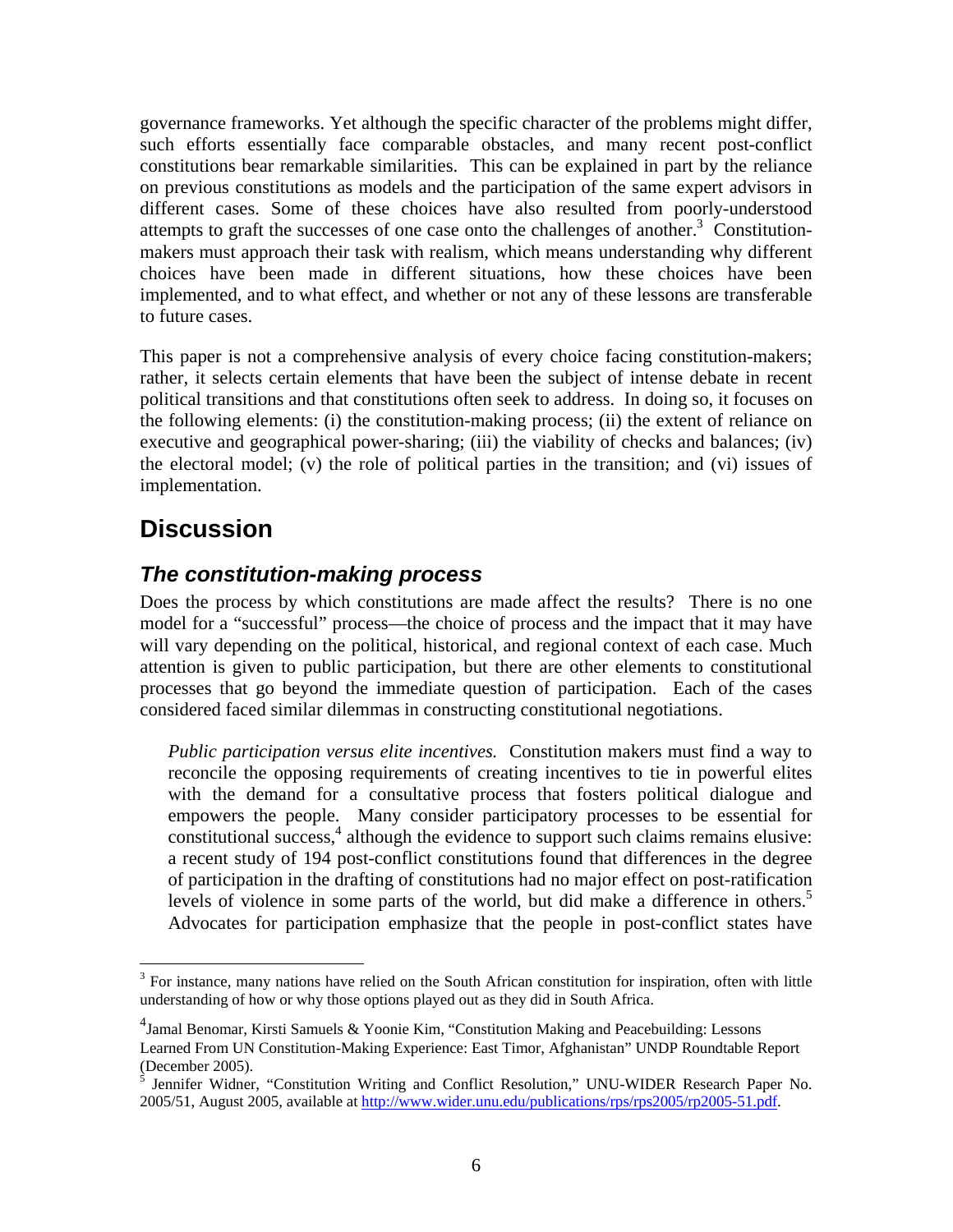governance frameworks. Yet although the specific character of the problems might differ, such efforts essentially face comparable obstacles, and many recent post-conflict constitutions bear remarkable similarities. This can be explained in part by the reliance on previous constitutions as models and the participation of the same expert advisors in different cases. Some of these choices have also resulted from poorly-understood attempts to graft the successes of one case onto the challenges of another.[3] Constitution-makers must approach their task with realism, which means understanding why different choices have been made in different situations, how these choices have been implemented, and to what effect, and whether or not any of these lessons are transferable to future cases.

This paper is not a comprehensive analysis of every choice facing constitution-makers; rather, it selects certain elements that have been the subject of intense debate in recent political transitions and that constitutions often seek to address. In doing so, it focuses on the following elements: (i) the constitution-making process; (ii) the extent of reliance on executive and geographical power-sharing; (iii) the viability of checks and balances; (iv) the electoral model; (v) the role of political parties in the transition; and (vi) issues of implementation.

## Discussion

### *The constitution-making process*

Does the process by which constitutions are made affect the results? There is no one model for a "successful" process—the choice of process and the impact that it may have will vary depending on the political, historical, and regional context of each case. Much attention is given to public participation, but there are other elements to constitutional processes that go beyond the immediate question of participation. Each of the cases considered faced similar dilemmas in constructing constitutional negotiations.

> *Public participation versus elite incentives.* Constitution makers must find a way to reconcile the opposing requirements of creating incentives to tie in powerful elites with the demand for a consultative process that fosters political dialogue and empowers the people. Many consider participatory processes to be essential for constitutional success,[4] although the evidence to support such claims remains elusive: a recent study of 194 post-conflict constitutions found that differences in the degree of participation in the drafting of constitutions had no major effect on post-ratification levels of violence in some parts of the world, but did make a difference in others.[5] Advocates for participation emphasize that the people in post-conflict states have

---

[3] For instance, many nations have relied on the South African constitution for inspiration, often with little understanding of how or why those options played out as they did in South Africa.

[4] Jamal Benomar, Kirsti Samuels & Yoonie Kim, "Constitution Making and Peacebuilding: Lessons Learned From UN Constitution-Making Experience: East Timor, Afghanistan" UNDP Roundtable Report (December 2005).

[5] Jennifer Widner, "Constitution Writing and Conflict Resolution," UNU-WIDER Research Paper No. 2005/51, August 2005, available at http://www.wider.unu.edu/publications/rps/rps2005/rp2005-51.pdf.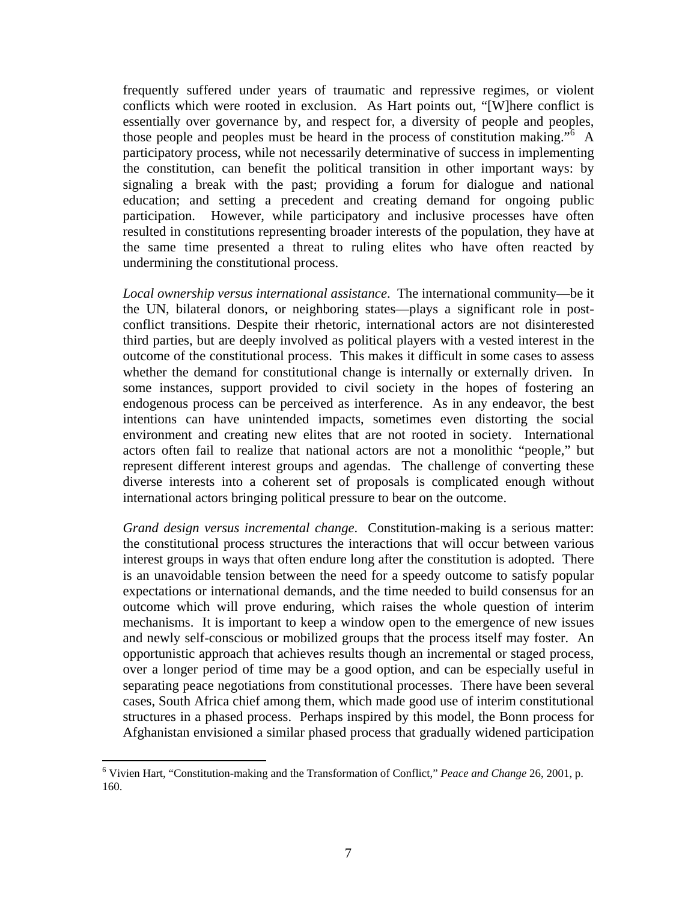frequently suffered under years of traumatic and repressive regimes, or violent conflicts which were rooted in exclusion. As Hart points out, "[W]here conflict is essentially over governance by, and respect for, a diversity of people and peoples, those people and peoples must be heard in the process of constitution making."[6] A participatory process, while not necessarily determinative of success in implementing the constitution, can benefit the political transition in other important ways: by signaling a break with the past; providing a forum for dialogue and national education; and setting a precedent and creating demand for ongoing public participation. However, while participatory and inclusive processes have often resulted in constitutions representing broader interests of the population, they have at the same time presented a threat to ruling elites who have often reacted by undermining the constitutional process.

*Local ownership versus international assistance*. The international community—be it the UN, bilateral donors, or neighboring states—plays a significant role in post-conflict transitions. Despite their rhetoric, international actors are not disinterested third parties, but are deeply involved as political players with a vested interest in the outcome of the constitutional process. This makes it difficult in some cases to assess whether the demand for constitutional change is internally or externally driven. In some instances, support provided to civil society in the hopes of fostering an endogenous process can be perceived as interference. As in any endeavor, the best intentions can have unintended impacts, sometimes even distorting the social environment and creating new elites that are not rooted in society. International actors often fail to realize that national actors are not a monolithic "people," but represent different interest groups and agendas. The challenge of converting these diverse interests into a coherent set of proposals is complicated enough without international actors bringing political pressure to bear on the outcome.

*Grand design versus incremental change*. Constitution-making is a serious matter: the constitutional process structures the interactions that will occur between various interest groups in ways that often endure long after the constitution is adopted. There is an unavoidable tension between the need for a speedy outcome to satisfy popular expectations or international demands, and the time needed to build consensus for an outcome which will prove enduring, which raises the whole question of interim mechanisms. It is important to keep a window open to the emergence of new issues and newly self-conscious or mobilized groups that the process itself may foster. An opportunistic approach that achieves results though an incremental or staged process, over a longer period of time may be a good option, and can be especially useful in separating peace negotiations from constitutional processes. There have been several cases, South Africa chief among them, which made good use of interim constitutional structures in a phased process. Perhaps inspired by this model, the Bonn process for Afghanistan envisioned a similar phased process that gradually widened participation

[6] Vivien Hart, "Constitution-making and the Transformation of Conflict," *Peace and Change* 26, 2001, p. 160.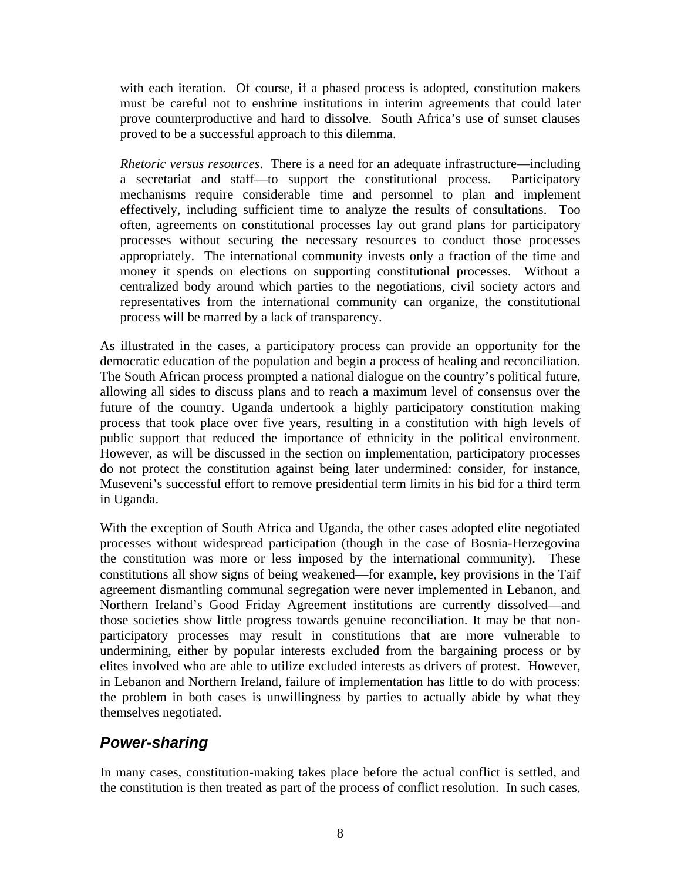with each iteration. Of course, if a phased process is adopted, constitution makers must be careful not to enshrine institutions in interim agreements that could later prove counterproductive and hard to dissolve. South Africa's use of sunset clauses proved to be a successful approach to this dilemma.

*Rhetoric versus resources*. There is a need for an adequate infrastructure—including a secretariat and staff—to support the constitutional process. Participatory mechanisms require considerable time and personnel to plan and implement effectively, including sufficient time to analyze the results of consultations. Too often, agreements on constitutional processes lay out grand plans for participatory processes without securing the necessary resources to conduct those processes appropriately. The international community invests only a fraction of the time and money it spends on elections on supporting constitutional processes. Without a centralized body around which parties to the negotiations, civil society actors and representatives from the international community can organize, the constitutional process will be marred by a lack of transparency.

As illustrated in the cases, a participatory process can provide an opportunity for the democratic education of the population and begin a process of healing and reconciliation. The South African process prompted a national dialogue on the country's political future, allowing all sides to discuss plans and to reach a maximum level of consensus over the future of the country. Uganda undertook a highly participatory constitution making process that took place over five years, resulting in a constitution with high levels of public support that reduced the importance of ethnicity in the political environment. However, as will be discussed in the section on implementation, participatory processes do not protect the constitution against being later undermined: consider, for instance, Museveni's successful effort to remove presidential term limits in his bid for a third term in Uganda.

With the exception of South Africa and Uganda, the other cases adopted elite negotiated processes without widespread participation (though in the case of Bosnia-Herzegovina the constitution was more or less imposed by the international community). These constitutions all show signs of being weakened—for example, key provisions in the Taif agreement dismantling communal segregation were never implemented in Lebanon, and Northern Ireland's Good Friday Agreement institutions are currently dissolved—and those societies show little progress towards genuine reconciliation. It may be that non-participatory processes may result in constitutions that are more vulnerable to undermining, either by popular interests excluded from the bargaining process or by elites involved who are able to utilize excluded interests as drivers of protest. However, in Lebanon and Northern Ireland, failure of implementation has little to do with process: the problem in both cases is unwillingness by parties to actually abide by what they themselves negotiated.

## *Power-sharing*

In many cases, constitution-making takes place before the actual conflict is settled, and the constitution is then treated as part of the process of conflict resolution. In such cases,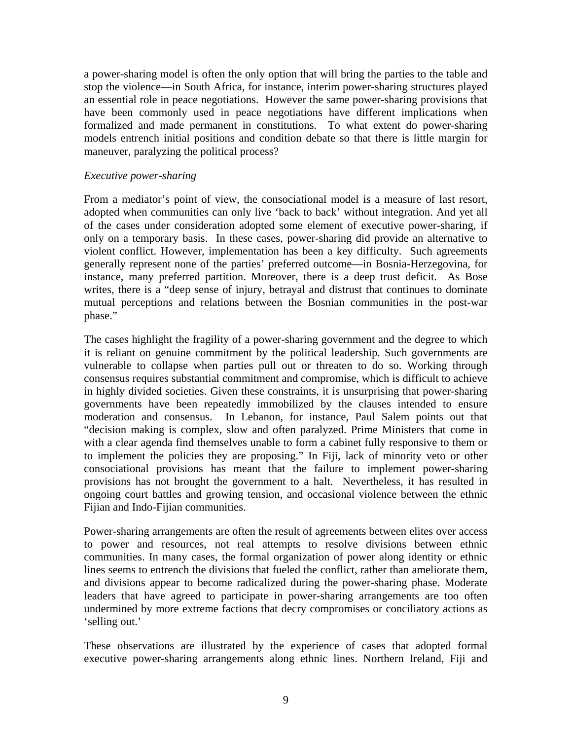a power-sharing model is often the only option that will bring the parties to the table and stop the violence—in South Africa, for instance, interim power-sharing structures played an essential role in peace negotiations. However the same power-sharing provisions that have been commonly used in peace negotiations have different implications when formalized and made permanent in constitutions. To what extent do power-sharing models entrench initial positions and condition debate so that there is little margin for maneuver, paralyzing the political process?

*Executive power-sharing*

From a mediator's point of view, the consociational model is a measure of last resort, adopted when communities can only live 'back to back' without integration. And yet all of the cases under consideration adopted some element of executive power-sharing, if only on a temporary basis. In these cases, power-sharing did provide an alternative to violent conflict. However, implementation has been a key difficulty. Such agreements generally represent none of the parties' preferred outcome—in Bosnia-Herzegovina, for instance, many preferred partition. Moreover, there is a deep trust deficit. As Bose writes, there is a "deep sense of injury, betrayal and distrust that continues to dominate mutual perceptions and relations between the Bosnian communities in the post-war phase."

The cases highlight the fragility of a power-sharing government and the degree to which it is reliant on genuine commitment by the political leadership. Such governments are vulnerable to collapse when parties pull out or threaten to do so. Working through consensus requires substantial commitment and compromise, which is difficult to achieve in highly divided societies. Given these constraints, it is unsurprising that power-sharing governments have been repeatedly immobilized by the clauses intended to ensure moderation and consensus. In Lebanon, for instance, Paul Salem points out that "decision making is complex, slow and often paralyzed. Prime Ministers that come in with a clear agenda find themselves unable to form a cabinet fully responsive to them or to implement the policies they are proposing." In Fiji, lack of minority veto or other consociational provisions has meant that the failure to implement power-sharing provisions has not brought the government to a halt. Nevertheless, it has resulted in ongoing court battles and growing tension, and occasional violence between the ethnic Fijian and Indo-Fijian communities.

Power-sharing arrangements are often the result of agreements between elites over access to power and resources, not real attempts to resolve divisions between ethnic communities. In many cases, the formal organization of power along identity or ethnic lines seems to entrench the divisions that fueled the conflict, rather than ameliorate them, and divisions appear to become radicalized during the power-sharing phase. Moderate leaders that have agreed to participate in power-sharing arrangements are too often undermined by more extreme factions that decry compromises or conciliatory actions as 'selling out.'

These observations are illustrated by the experience of cases that adopted formal executive power-sharing arrangements along ethnic lines. Northern Ireland, Fiji and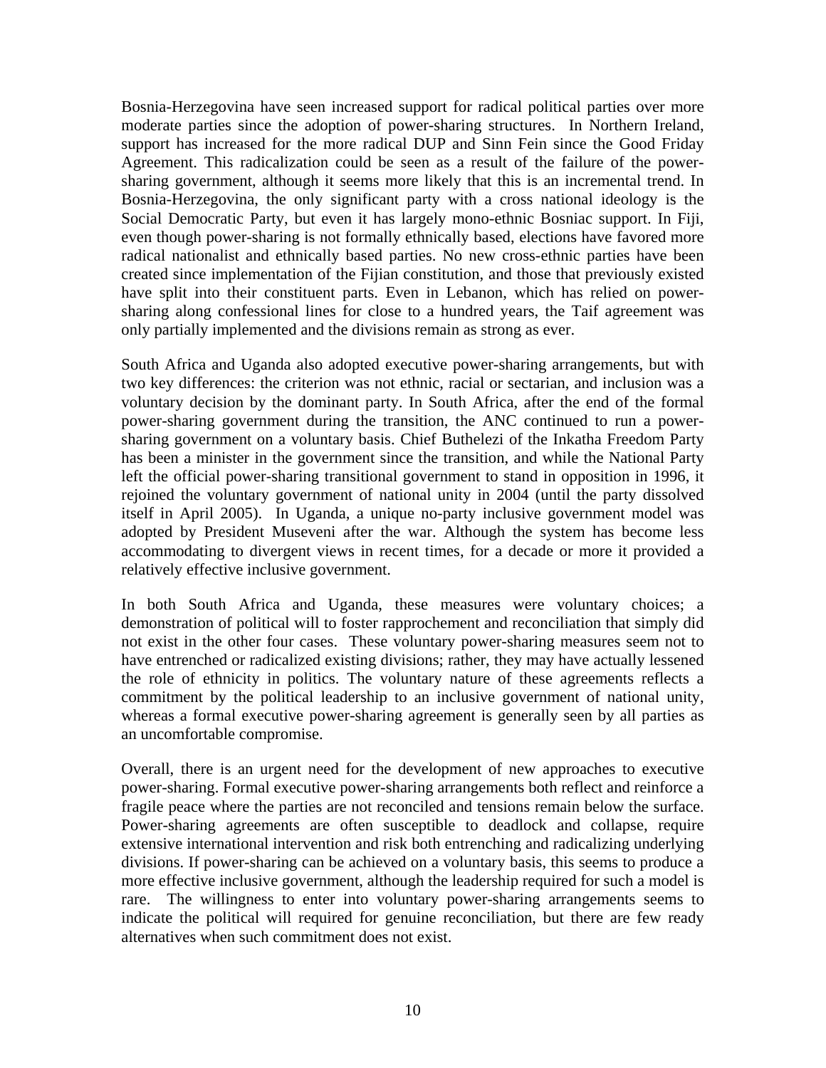Bosnia-Herzegovina have seen increased support for radical political parties over more moderate parties since the adoption of power-sharing structures. In Northern Ireland, support has increased for the more radical DUP and Sinn Fein since the Good Friday Agreement. This radicalization could be seen as a result of the failure of the power-sharing government, although it seems more likely that this is an incremental trend. In Bosnia-Herzegovina, the only significant party with a cross national ideology is the Social Democratic Party, but even it has largely mono-ethnic Bosniac support. In Fiji, even though power-sharing is not formally ethnically based, elections have favored more radical nationalist and ethnically based parties. No new cross-ethnic parties have been created since implementation of the Fijian constitution, and those that previously existed have split into their constituent parts. Even in Lebanon, which has relied on power-sharing along confessional lines for close to a hundred years, the Taif agreement was only partially implemented and the divisions remain as strong as ever.

South Africa and Uganda also adopted executive power-sharing arrangements, but with two key differences: the criterion was not ethnic, racial or sectarian, and inclusion was a voluntary decision by the dominant party. In South Africa, after the end of the formal power-sharing government during the transition, the ANC continued to run a power-sharing government on a voluntary basis. Chief Buthelezi of the Inkatha Freedom Party has been a minister in the government since the transition, and while the National Party left the official power-sharing transitional government to stand in opposition in 1996, it rejoined the voluntary government of national unity in 2004 (until the party dissolved itself in April 2005). In Uganda, a unique no-party inclusive government model was adopted by President Museveni after the war. Although the system has become less accommodating to divergent views in recent times, for a decade or more it provided a relatively effective inclusive government.

In both South Africa and Uganda, these measures were voluntary choices; a demonstration of political will to foster rapprochement and reconciliation that simply did not exist in the other four cases. These voluntary power-sharing measures seem not to have entrenched or radicalized existing divisions; rather, they may have actually lessened the role of ethnicity in politics. The voluntary nature of these agreements reflects a commitment by the political leadership to an inclusive government of national unity, whereas a formal executive power-sharing agreement is generally seen by all parties as an uncomfortable compromise.

Overall, there is an urgent need for the development of new approaches to executive power-sharing. Formal executive power-sharing arrangements both reflect and reinforce a fragile peace where the parties are not reconciled and tensions remain below the surface. Power-sharing agreements are often susceptible to deadlock and collapse, require extensive international intervention and risk both entrenching and radicalizing underlying divisions. If power-sharing can be achieved on a voluntary basis, this seems to produce a more effective inclusive government, although the leadership required for such a model is rare. The willingness to enter into voluntary power-sharing arrangements seems to indicate the political will required for genuine reconciliation, but there are few ready alternatives when such commitment does not exist.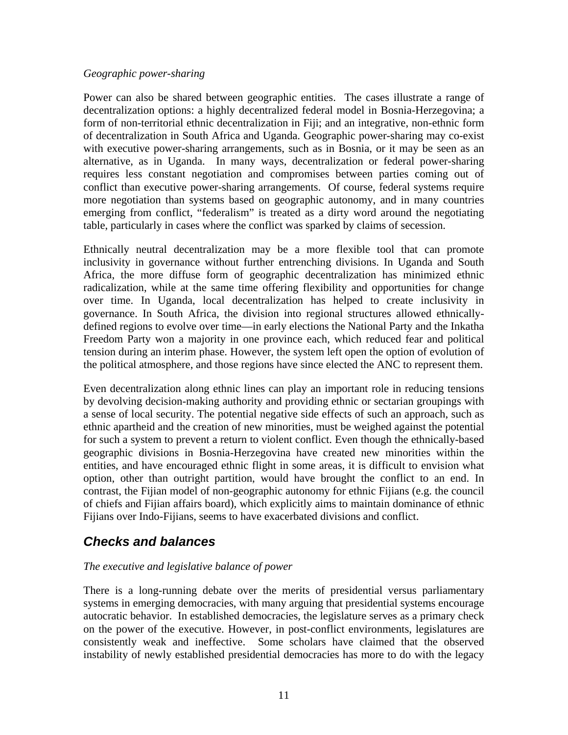*Geographic power-sharing*

Power can also be shared between geographic entities. The cases illustrate a range of decentralization options: a highly decentralized federal model in Bosnia-Herzegovina; a form of non-territorial ethnic decentralization in Fiji; and an integrative, non-ethnic form of decentralization in South Africa and Uganda. Geographic power-sharing may co-exist with executive power-sharing arrangements, such as in Bosnia, or it may be seen as an alternative, as in Uganda. In many ways, decentralization or federal power-sharing requires less constant negotiation and compromises between parties coming out of conflict than executive power-sharing arrangements. Of course, federal systems require more negotiation than systems based on geographic autonomy, and in many countries emerging from conflict, "federalism" is treated as a dirty word around the negotiating table, particularly in cases where the conflict was sparked by claims of secession.

Ethnically neutral decentralization may be a more flexible tool that can promote inclusivity in governance without further entrenching divisions. In Uganda and South Africa, the more diffuse form of geographic decentralization has minimized ethnic radicalization, while at the same time offering flexibility and opportunities for change over time. In Uganda, local decentralization has helped to create inclusivity in governance. In South Africa, the division into regional structures allowed ethnically-defined regions to evolve over time—in early elections the National Party and the Inkatha Freedom Party won a majority in one province each, which reduced fear and political tension during an interim phase. However, the system left open the option of evolution of the political atmosphere, and those regions have since elected the ANC to represent them.

Even decentralization along ethnic lines can play an important role in reducing tensions by devolving decision-making authority and providing ethnic or sectarian groupings with a sense of local security. The potential negative side effects of such an approach, such as ethnic apartheid and the creation of new minorities, must be weighed against the potential for such a system to prevent a return to violent conflict. Even though the ethnically-based geographic divisions in Bosnia-Herzegovina have created new minorities within the entities, and have encouraged ethnic flight in some areas, it is difficult to envision what option, other than outright partition, would have brought the conflict to an end. In contrast, the Fijian model of non-geographic autonomy for ethnic Fijians (e.g. the council of chiefs and Fijian affairs board), which explicitly aims to maintain dominance of ethnic Fijians over Indo-Fijians, seems to have exacerbated divisions and conflict.

## Checks and balances

*The executive and legislative balance of power*

There is a long-running debate over the merits of presidential versus parliamentary systems in emerging democracies, with many arguing that presidential systems encourage autocratic behavior. In established democracies, the legislature serves as a primary check on the power of the executive. However, in post-conflict environments, legislatures are consistently weak and ineffective. Some scholars have claimed that the observed instability of newly established presidential democracies has more to do with the legacy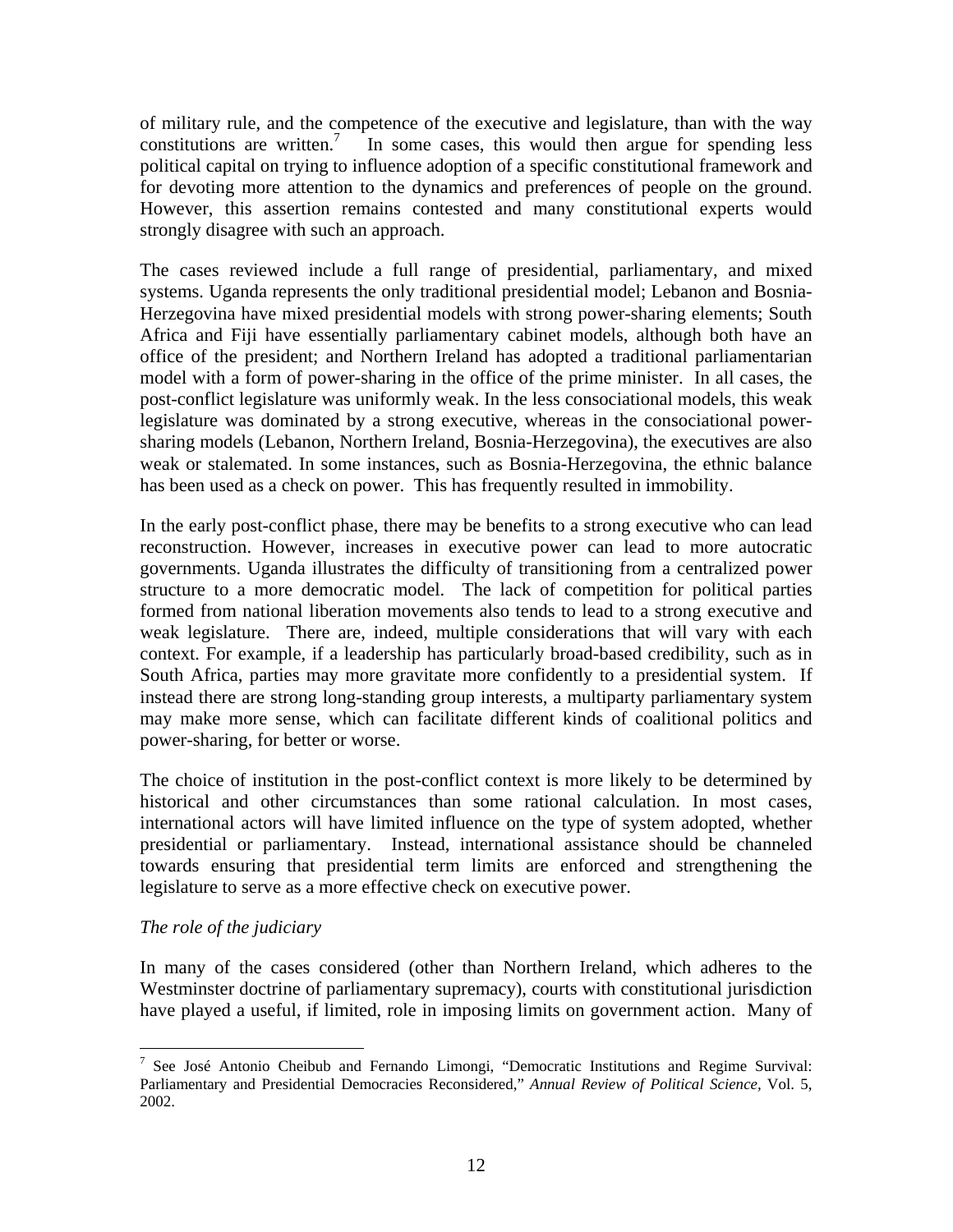of military rule, and the competence of the executive and legislature, than with the way constitutions are written.[7] In some cases, this would then argue for spending less political capital on trying to influence adoption of a specific constitutional framework and for devoting more attention to the dynamics and preferences of people on the ground. However, this assertion remains contested and many constitutional experts would strongly disagree with such an approach.

The cases reviewed include a full range of presidential, parliamentary, and mixed systems. Uganda represents the only traditional presidential model; Lebanon and Bosnia-Herzegovina have mixed presidential models with strong power-sharing elements; South Africa and Fiji have essentially parliamentary cabinet models, although both have an office of the president; and Northern Ireland has adopted a traditional parliamentarian model with a form of power-sharing in the office of the prime minister. In all cases, the post-conflict legislature was uniformly weak. In the less consociational models, this weak legislature was dominated by a strong executive, whereas in the consociational power-sharing models (Lebanon, Northern Ireland, Bosnia-Herzegovina), the executives are also weak or stalemated. In some instances, such as Bosnia-Herzegovina, the ethnic balance has been used as a check on power. This has frequently resulted in immobility.

In the early post-conflict phase, there may be benefits to a strong executive who can lead reconstruction. However, increases in executive power can lead to more autocratic governments. Uganda illustrates the difficulty of transitioning from a centralized power structure to a more democratic model. The lack of competition for political parties formed from national liberation movements also tends to lead to a strong executive and weak legislature. There are, indeed, multiple considerations that will vary with each context. For example, if a leadership has particularly broad-based credibility, such as in South Africa, parties may more gravitate more confidently to a presidential system. If instead there are strong long-standing group interests, a multiparty parliamentary system may make more sense, which can facilitate different kinds of coalitional politics and power-sharing, for better or worse.

The choice of institution in the post-conflict context is more likely to be determined by historical and other circumstances than some rational calculation. In most cases, international actors will have limited influence on the type of system adopted, whether presidential or parliamentary. Instead, international assistance should be channeled towards ensuring that presidential term limits are enforced and strengthening the legislature to serve as a more effective check on executive power.

*The role of the judiciary*

In many of the cases considered (other than Northern Ireland, which adheres to the Westminster doctrine of parliamentary supremacy), courts with constitutional jurisdiction have played a useful, if limited, role in imposing limits on government action. Many of

[7] See José Antonio Cheibub and Fernando Limongi, "Democratic Institutions and Regime Survival: Parliamentary and Presidential Democracies Reconsidered," *Annual Review of Political Science,* Vol. 5, 2002.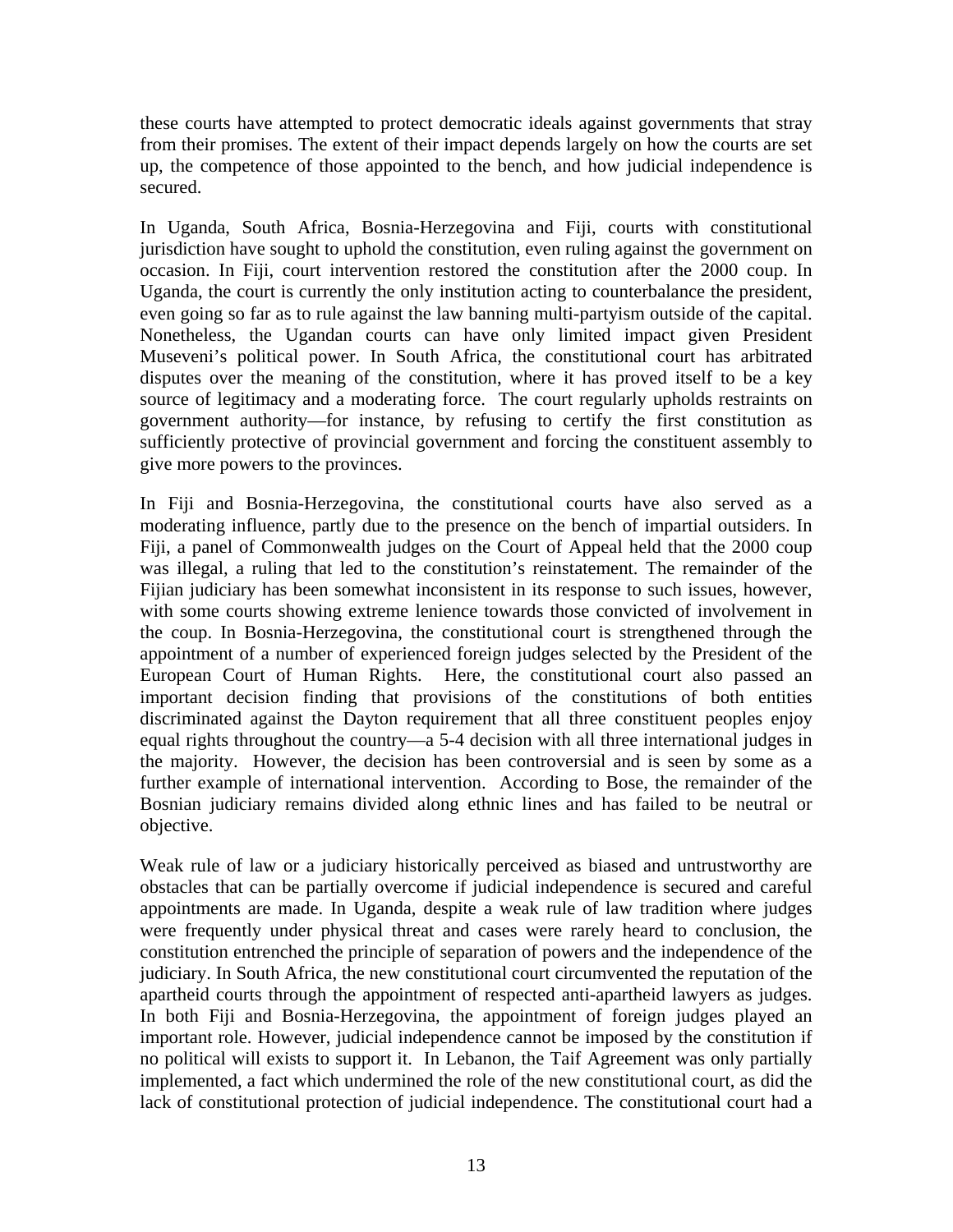these courts have attempted to protect democratic ideals against governments that stray from their promises. The extent of their impact depends largely on how the courts are set up, the competence of those appointed to the bench, and how judicial independence is secured.

In Uganda, South Africa, Bosnia-Herzegovina and Fiji, courts with constitutional jurisdiction have sought to uphold the constitution, even ruling against the government on occasion. In Fiji, court intervention restored the constitution after the 2000 coup. In Uganda, the court is currently the only institution acting to counterbalance the president, even going so far as to rule against the law banning multi-partyism outside of the capital. Nonetheless, the Ugandan courts can have only limited impact given President Museveni's political power. In South Africa, the constitutional court has arbitrated disputes over the meaning of the constitution, where it has proved itself to be a key source of legitimacy and a moderating force. The court regularly upholds restraints on government authority—for instance, by refusing to certify the first constitution as sufficiently protective of provincial government and forcing the constituent assembly to give more powers to the provinces.

In Fiji and Bosnia-Herzegovina, the constitutional courts have also served as a moderating influence, partly due to the presence on the bench of impartial outsiders. In Fiji, a panel of Commonwealth judges on the Court of Appeal held that the 2000 coup was illegal, a ruling that led to the constitution's reinstatement. The remainder of the Fijian judiciary has been somewhat inconsistent in its response to such issues, however, with some courts showing extreme lenience towards those convicted of involvement in the coup. In Bosnia-Herzegovina, the constitutional court is strengthened through the appointment of a number of experienced foreign judges selected by the President of the European Court of Human Rights. Here, the constitutional court also passed an important decision finding that provisions of the constitutions of both entities discriminated against the Dayton requirement that all three constituent peoples enjoy equal rights throughout the country—a 5-4 decision with all three international judges in the majority. However, the decision has been controversial and is seen by some as a further example of international intervention. According to Bose, the remainder of the Bosnian judiciary remains divided along ethnic lines and has failed to be neutral or objective.

Weak rule of law or a judiciary historically perceived as biased and untrustworthy are obstacles that can be partially overcome if judicial independence is secured and careful appointments are made. In Uganda, despite a weak rule of law tradition where judges were frequently under physical threat and cases were rarely heard to conclusion, the constitution entrenched the principle of separation of powers and the independence of the judiciary. In South Africa, the new constitutional court circumvented the reputation of the apartheid courts through the appointment of respected anti-apartheid lawyers as judges. In both Fiji and Bosnia-Herzegovina, the appointment of foreign judges played an important role. However, judicial independence cannot be imposed by the constitution if no political will exists to support it. In Lebanon, the Taif Agreement was only partially implemented, a fact which undermined the role of the new constitutional court, as did the lack of constitutional protection of judicial independence. The constitutional court had a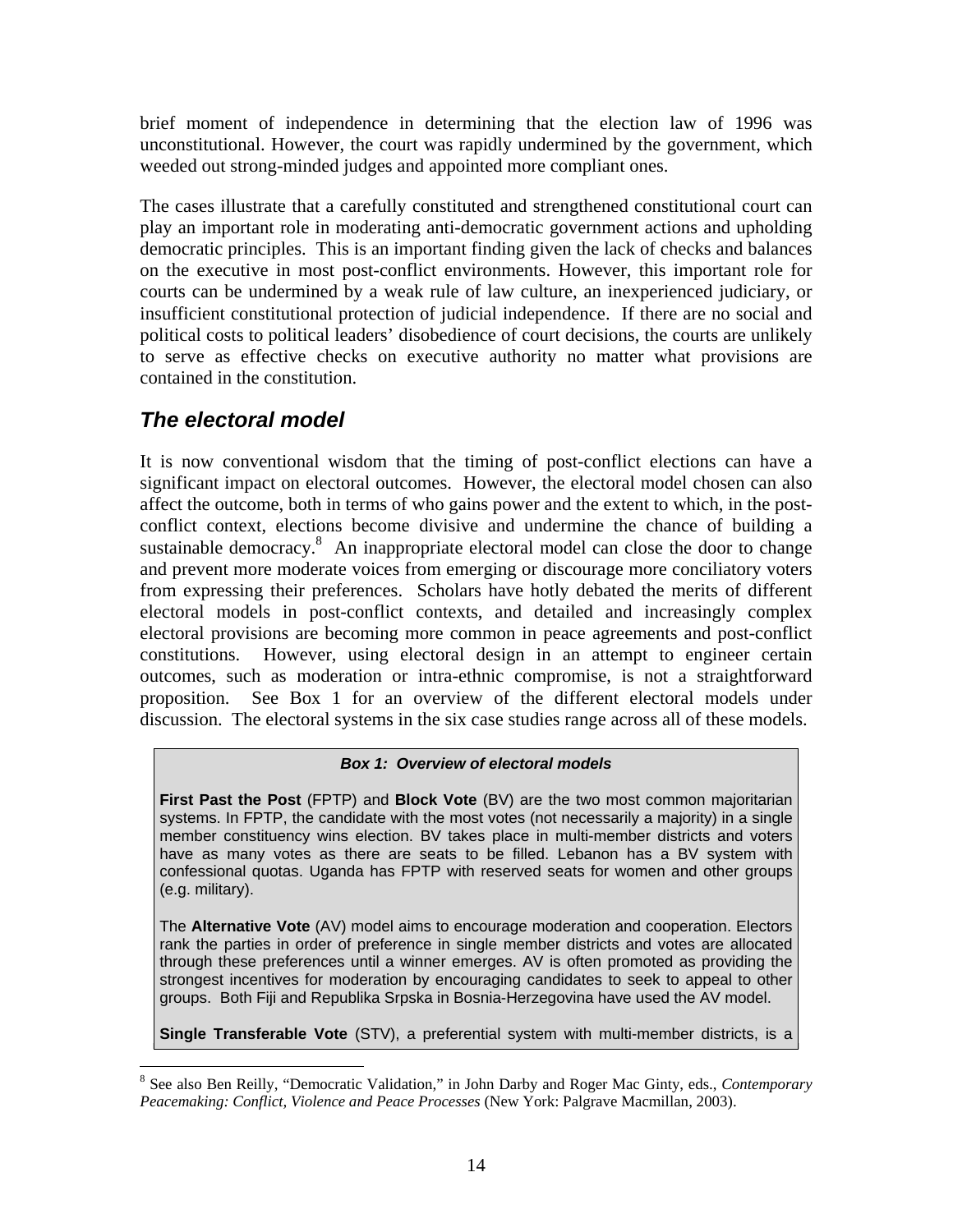brief moment of independence in determining that the election law of 1996 was unconstitutional. However, the court was rapidly undermined by the government, which weeded out strong-minded judges and appointed more compliant ones.

The cases illustrate that a carefully constituted and strengthened constitutional court can play an important role in moderating anti-democratic government actions and upholding democratic principles. This is an important finding given the lack of checks and balances on the executive in most post-conflict environments. However, this important role for courts can be undermined by a weak rule of law culture, an inexperienced judiciary, or insufficient constitutional protection of judicial independence. If there are no social and political costs to political leaders' disobedience of court decisions, the courts are unlikely to serve as effective checks on executive authority no matter what provisions are contained in the constitution.

## *The electoral model*

It is now conventional wisdom that the timing of post-conflict elections can have a significant impact on electoral outcomes. However, the electoral model chosen can also affect the outcome, both in terms of who gains power and the extent to which, in the post-conflict context, elections become divisive and undermine the chance of building a sustainable democracy.[8] An inappropriate electoral model can close the door to change and prevent more moderate voices from emerging or discourage more conciliatory voters from expressing their preferences. Scholars have hotly debated the merits of different electoral models in post-conflict contexts, and detailed and increasingly complex electoral provisions are becoming more common in peace agreements and post-conflict constitutions. However, using electoral design in an attempt to engineer certain outcomes, such as moderation or intra-ethnic compromise, is not a straightforward proposition. See Box 1 for an overview of the different electoral models under discussion. The electoral systems in the six case studies range across all of these models.

**_Box 1: Overview of electoral models_**

**First Past the Post** (FPTP) and **Block Vote** (BV) are the two most common majoritarian systems. In FPTP, the candidate with the most votes (not necessarily a majority) in a single member constituency wins election. BV takes place in multi-member districts and voters have as many votes as there are seats to be filled. Lebanon has a BV system with confessional quotas. Uganda has FPTP with reserved seats for women and other groups (e.g. military).

The **Alternative Vote** (AV) model aims to encourage moderation and cooperation. Electors rank the parties in order of preference in single member districts and votes are allocated through these preferences until a winner emerges. AV is often promoted as providing the strongest incentives for moderation by encouraging candidates to seek to appeal to other groups. Both Fiji and Republika Srpska in Bosnia-Herzegovina have used the AV model.

**Single Transferable Vote** (STV), a preferential system with multi-member districts, is a

[8] See also Ben Reilly, "Democratic Validation," in John Darby and Roger Mac Ginty, eds., *Contemporary Peacemaking: Conflict, Violence and Peace Processes* (New York: Palgrave Macmillan, 2003).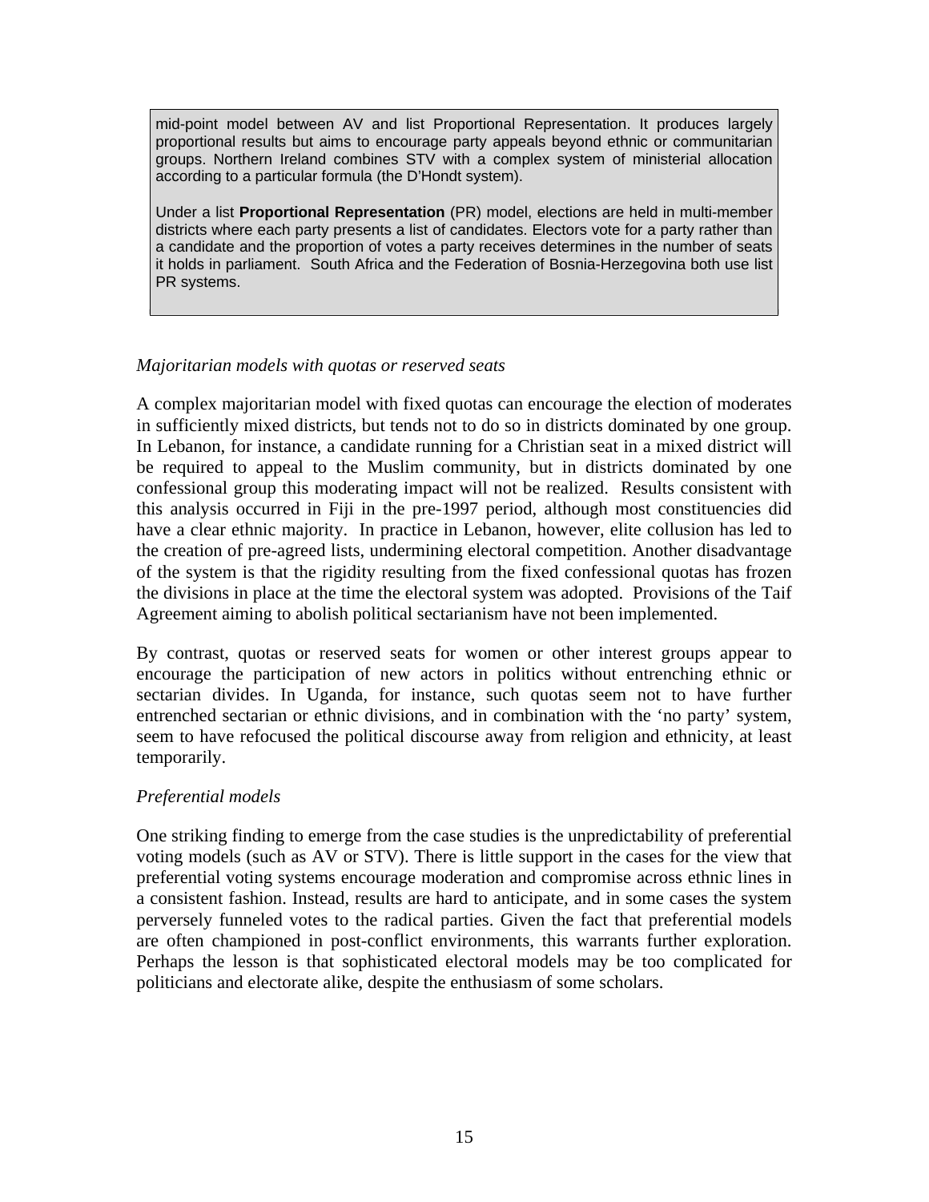> mid-point model between AV and list Proportional Representation. It produces largely proportional results but aims to encourage party appeals beyond ethnic or communitarian groups. Northern Ireland combines STV with a complex system of ministerial allocation according to a particular formula (the D'Hondt system).
>
> Under a list **Proportional Representation** (PR) model, elections are held in multi-member districts where each party presents a list of candidates. Electors vote for a party rather than a candidate and the proportion of votes a party receives determines in the number of seats it holds in parliament. South Africa and the Federation of Bosnia-Herzegovina both use list PR systems.

*Majoritarian models with quotas or reserved seats*

A complex majoritarian model with fixed quotas can encourage the election of moderates in sufficiently mixed districts, but tends not to do so in districts dominated by one group. In Lebanon, for instance, a candidate running for a Christian seat in a mixed district will be required to appeal to the Muslim community, but in districts dominated by one confessional group this moderating impact will not be realized. Results consistent with this analysis occurred in Fiji in the pre-1997 period, although most constituencies did have a clear ethnic majority. In practice in Lebanon, however, elite collusion has led to the creation of pre-agreed lists, undermining electoral competition. Another disadvantage of the system is that the rigidity resulting from the fixed confessional quotas has frozen the divisions in place at the time the electoral system was adopted. Provisions of the Taif Agreement aiming to abolish political sectarianism have not been implemented.

By contrast, quotas or reserved seats for women or other interest groups appear to encourage the participation of new actors in politics without entrenching ethnic or sectarian divides. In Uganda, for instance, such quotas seem not to have further entrenched sectarian or ethnic divisions, and in combination with the 'no party' system, seem to have refocused the political discourse away from religion and ethnicity, at least temporarily.

*Preferential models*

One striking finding to emerge from the case studies is the unpredictability of preferential voting models (such as AV or STV). There is little support in the cases for the view that preferential voting systems encourage moderation and compromise across ethnic lines in a consistent fashion. Instead, results are hard to anticipate, and in some cases the system perversely funneled votes to the radical parties. Given the fact that preferential models are often championed in post-conflict environments, this warrants further exploration. Perhaps the lesson is that sophisticated electoral models may be too complicated for politicians and electorate alike, despite the enthusiasm of some scholars.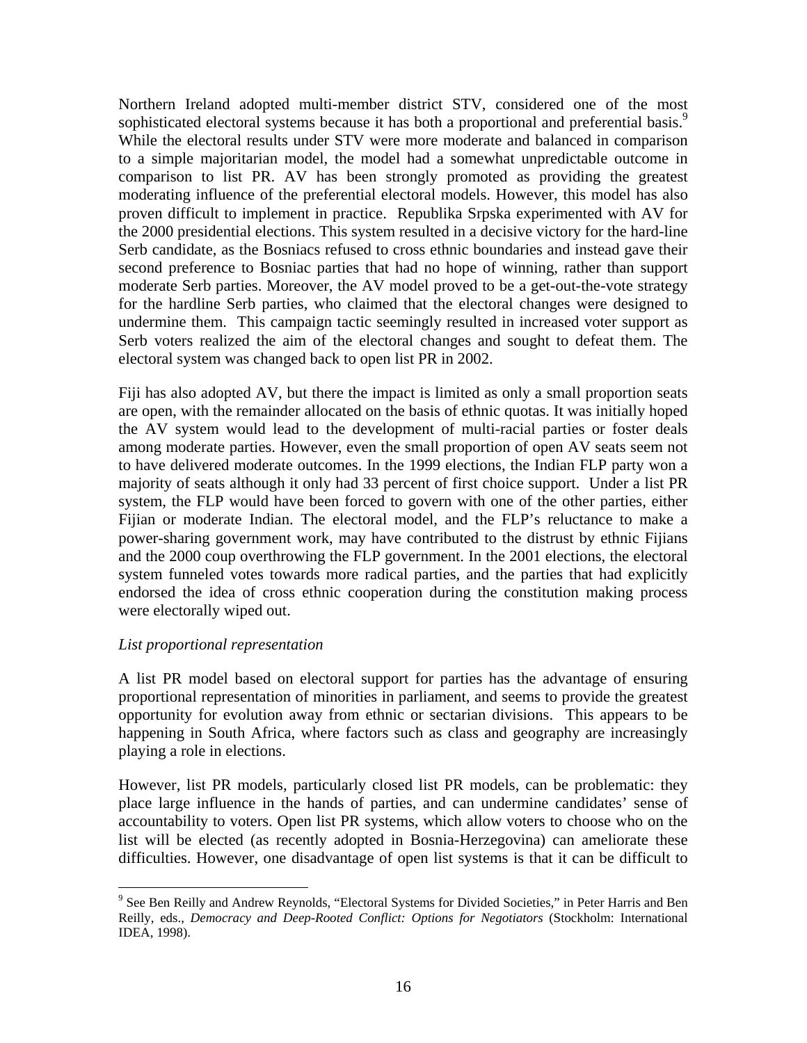Northern Ireland adopted multi-member district STV, considered one of the most sophisticated electoral systems because it has both a proportional and preferential basis.[9] While the electoral results under STV were more moderate and balanced in comparison to a simple majoritarian model, the model had a somewhat unpredictable outcome in comparison to list PR. AV has been strongly promoted as providing the greatest moderating influence of the preferential electoral models. However, this model has also proven difficult to implement in practice. Republika Srpska experimented with AV for the 2000 presidential elections. This system resulted in a decisive victory for the hard-line Serb candidate, as the Bosniacs refused to cross ethnic boundaries and instead gave their second preference to Bosniac parties that had no hope of winning, rather than support moderate Serb parties. Moreover, the AV model proved to be a get-out-the-vote strategy for the hardline Serb parties, who claimed that the electoral changes were designed to undermine them. This campaign tactic seemingly resulted in increased voter support as Serb voters realized the aim of the electoral changes and sought to defeat them. The electoral system was changed back to open list PR in 2002.

Fiji has also adopted AV, but there the impact is limited as only a small proportion seats are open, with the remainder allocated on the basis of ethnic quotas. It was initially hoped the AV system would lead to the development of multi-racial parties or foster deals among moderate parties. However, even the small proportion of open AV seats seem not to have delivered moderate outcomes. In the 1999 elections, the Indian FLP party won a majority of seats although it only had 33 percent of first choice support. Under a list PR system, the FLP would have been forced to govern with one of the other parties, either Fijian or moderate Indian. The electoral model, and the FLP's reluctance to make a power-sharing government work, may have contributed to the distrust by ethnic Fijians and the 2000 coup overthrowing the FLP government. In the 2001 elections, the electoral system funneled votes towards more radical parties, and the parties that had explicitly endorsed the idea of cross ethnic cooperation during the constitution making process were electorally wiped out.

*List proportional representation*

A list PR model based on electoral support for parties has the advantage of ensuring proportional representation of minorities in parliament, and seems to provide the greatest opportunity for evolution away from ethnic or sectarian divisions. This appears to be happening in South Africa, where factors such as class and geography are increasingly playing a role in elections.

However, list PR models, particularly closed list PR models, can be problematic: they place large influence in the hands of parties, and can undermine candidates' sense of accountability to voters. Open list PR systems, which allow voters to choose who on the list will be elected (as recently adopted in Bosnia-Herzegovina) can ameliorate these difficulties. However, one disadvantage of open list systems is that it can be difficult to

[9] See Ben Reilly and Andrew Reynolds, "Electoral Systems for Divided Societies," in Peter Harris and Ben Reilly, eds., *Democracy and Deep-Rooted Conflict: Options for Negotiators* (Stockholm: International IDEA, 1998).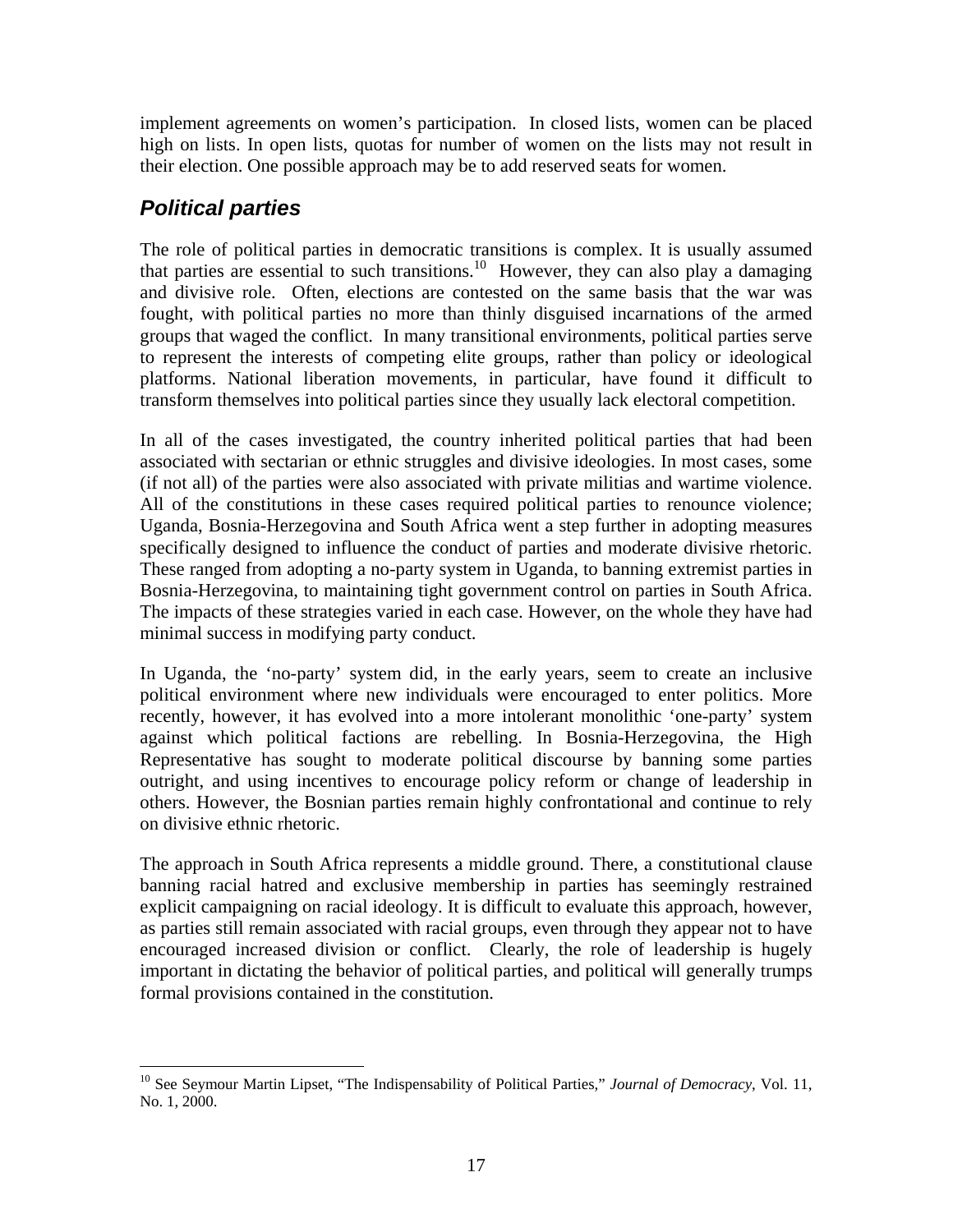implement agreements on women's participation. In closed lists, women can be placed high on lists. In open lists, quotas for number of women on the lists may not result in their election. One possible approach may be to add reserved seats for women.

## *Political parties*

The role of political parties in democratic transitions is complex. It is usually assumed that parties are essential to such transitions.[10] However, they can also play a damaging and divisive role. Often, elections are contested on the same basis that the war was fought, with political parties no more than thinly disguised incarnations of the armed groups that waged the conflict. In many transitional environments, political parties serve to represent the interests of competing elite groups, rather than policy or ideological platforms. National liberation movements, in particular, have found it difficult to transform themselves into political parties since they usually lack electoral competition.

In all of the cases investigated, the country inherited political parties that had been associated with sectarian or ethnic struggles and divisive ideologies. In most cases, some (if not all) of the parties were also associated with private militias and wartime violence. All of the constitutions in these cases required political parties to renounce violence; Uganda, Bosnia-Herzegovina and South Africa went a step further in adopting measures specifically designed to influence the conduct of parties and moderate divisive rhetoric. These ranged from adopting a no-party system in Uganda, to banning extremist parties in Bosnia-Herzegovina, to maintaining tight government control on parties in South Africa. The impacts of these strategies varied in each case. However, on the whole they have had minimal success in modifying party conduct.

In Uganda, the 'no-party' system did, in the early years, seem to create an inclusive political environment where new individuals were encouraged to enter politics. More recently, however, it has evolved into a more intolerant monolithic 'one-party' system against which political factions are rebelling. In Bosnia-Herzegovina, the High Representative has sought to moderate political discourse by banning some parties outright, and using incentives to encourage policy reform or change of leadership in others. However, the Bosnian parties remain highly confrontational and continue to rely on divisive ethnic rhetoric.

The approach in South Africa represents a middle ground. There, a constitutional clause banning racial hatred and exclusive membership in parties has seemingly restrained explicit campaigning on racial ideology. It is difficult to evaluate this approach, however, as parties still remain associated with racial groups, even through they appear not to have encouraged increased division or conflict. Clearly, the role of leadership is hugely important in dictating the behavior of political parties, and political will generally trumps formal provisions contained in the constitution.

---

[10] See Seymour Martin Lipset, "The Indispensability of Political Parties," *Journal of Democracy*, Vol. 11, No. 1, 2000.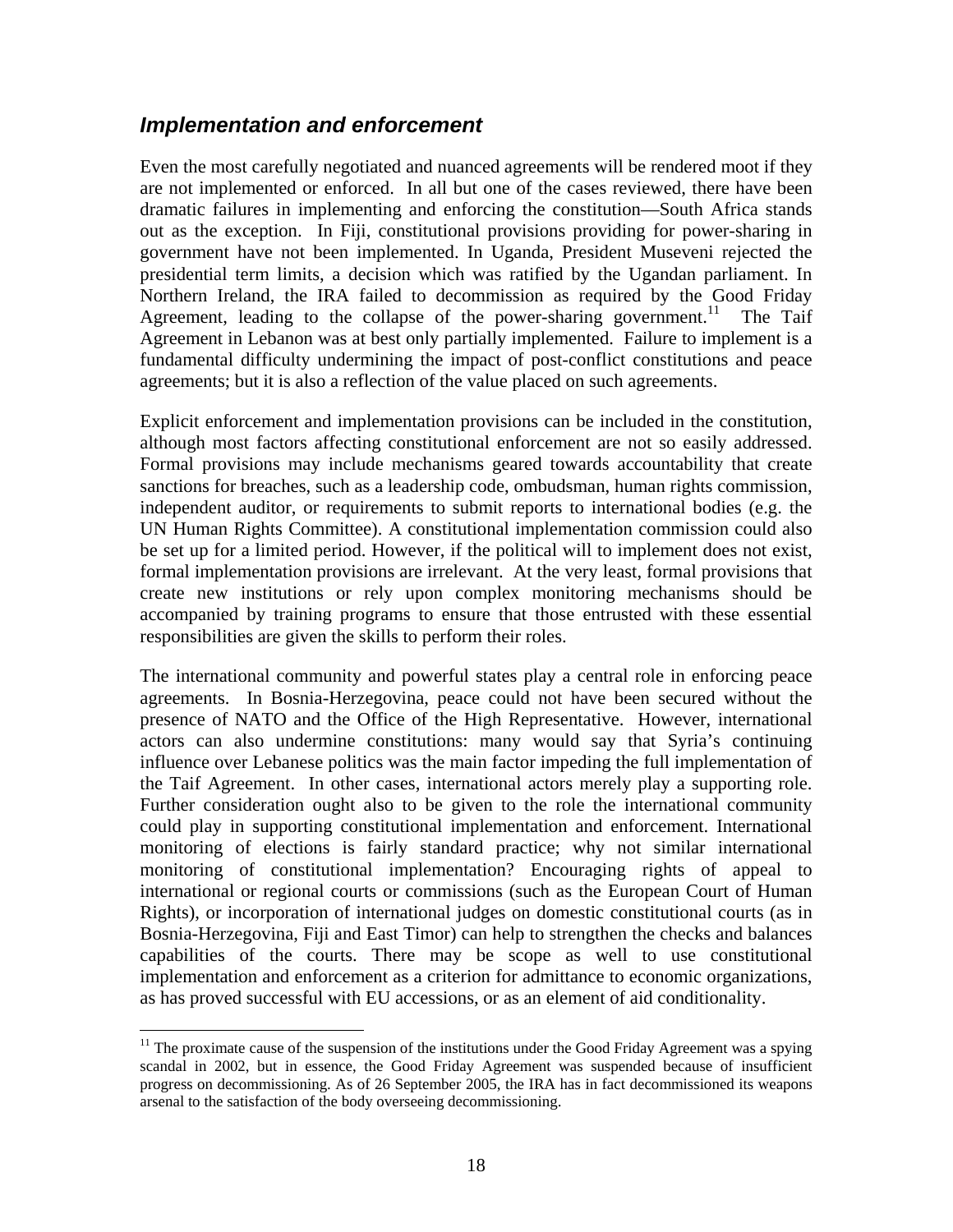## *Implementation and enforcement*

Even the most carefully negotiated and nuanced agreements will be rendered moot if they are not implemented or enforced. In all but one of the cases reviewed, there have been dramatic failures in implementing and enforcing the constitution—South Africa stands out as the exception. In Fiji, constitutional provisions providing for power-sharing in government have not been implemented. In Uganda, President Museveni rejected the presidential term limits, a decision which was ratified by the Ugandan parliament. In Northern Ireland, the IRA failed to decommission as required by the Good Friday Agreement, leading to the collapse of the power-sharing government.[11] The Taif Agreement in Lebanon was at best only partially implemented. Failure to implement is a fundamental difficulty undermining the impact of post-conflict constitutions and peace agreements; but it is also a reflection of the value placed on such agreements.

Explicit enforcement and implementation provisions can be included in the constitution, although most factors affecting constitutional enforcement are not so easily addressed. Formal provisions may include mechanisms geared towards accountability that create sanctions for breaches, such as a leadership code, ombudsman, human rights commission, independent auditor, or requirements to submit reports to international bodies (e.g. the UN Human Rights Committee). A constitutional implementation commission could also be set up for a limited period. However, if the political will to implement does not exist, formal implementation provisions are irrelevant. At the very least, formal provisions that create new institutions or rely upon complex monitoring mechanisms should be accompanied by training programs to ensure that those entrusted with these essential responsibilities are given the skills to perform their roles.

The international community and powerful states play a central role in enforcing peace agreements. In Bosnia-Herzegovina, peace could not have been secured without the presence of NATO and the Office of the High Representative. However, international actors can also undermine constitutions: many would say that Syria's continuing influence over Lebanese politics was the main factor impeding the full implementation of the Taif Agreement. In other cases, international actors merely play a supporting role. Further consideration ought also to be given to the role the international community could play in supporting constitutional implementation and enforcement. International monitoring of elections is fairly standard practice; why not similar international monitoring of constitutional implementation? Encouraging rights of appeal to international or regional courts or commissions (such as the European Court of Human Rights), or incorporation of international judges on domestic constitutional courts (as in Bosnia-Herzegovina, Fiji and East Timor) can help to strengthen the checks and balances capabilities of the courts. There may be scope as well to use constitutional implementation and enforcement as a criterion for admittance to economic organizations, as has proved successful with EU accessions, or as an element of aid conditionality.

---

[11] The proximate cause of the suspension of the institutions under the Good Friday Agreement was a spying scandal in 2002, but in essence, the Good Friday Agreement was suspended because of insufficient progress on decommissioning. As of 26 September 2005, the IRA has in fact decommissioned its weapons arsenal to the satisfaction of the body overseeing decommissioning.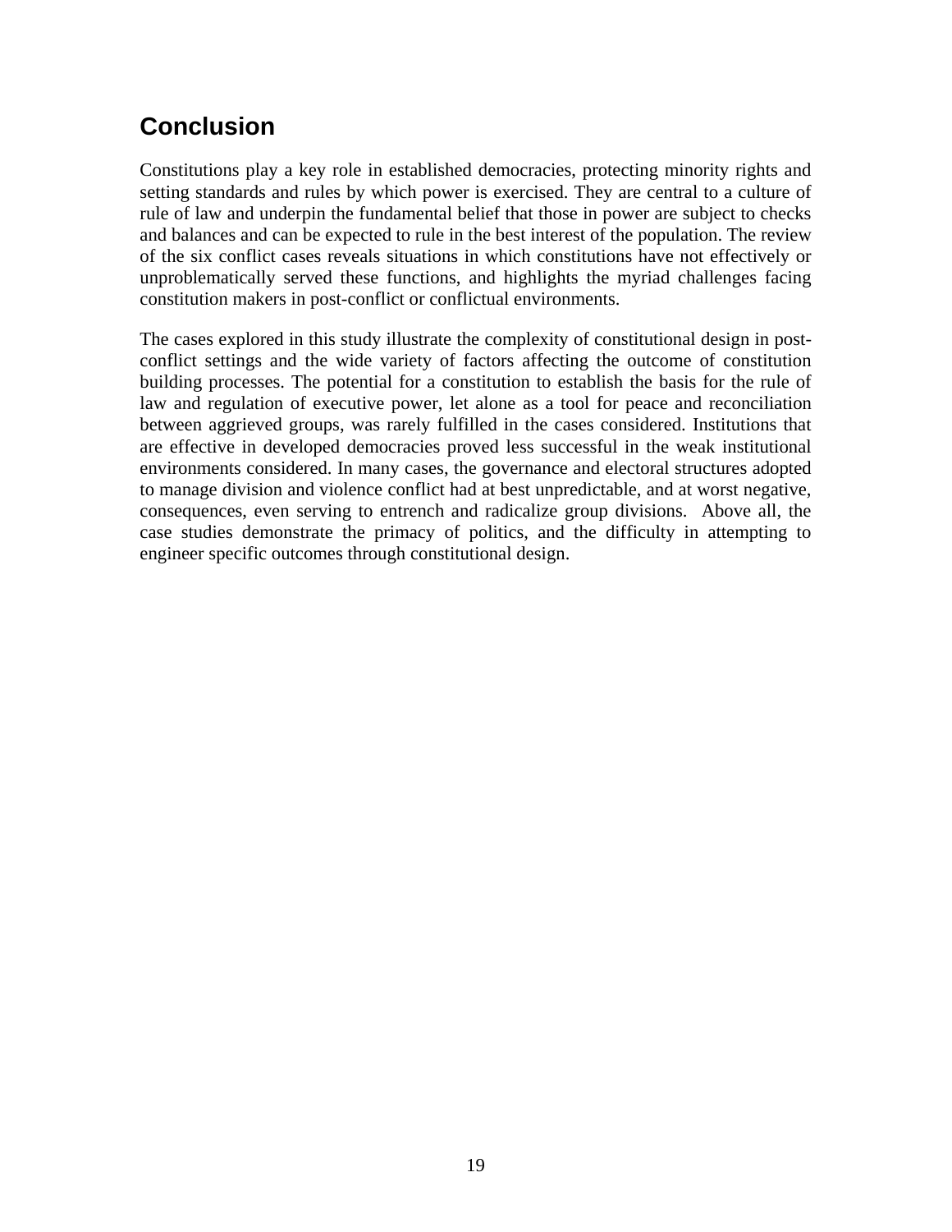## Conclusion

Constitutions play a key role in established democracies, protecting minority rights and setting standards and rules by which power is exercised. They are central to a culture of rule of law and underpin the fundamental belief that those in power are subject to checks and balances and can be expected to rule in the best interest of the population. The review of the six conflict cases reveals situations in which constitutions have not effectively or unproblematically served these functions, and highlights the myriad challenges facing constitution makers in post-conflict or conflictual environments.

The cases explored in this study illustrate the complexity of constitutional design in post-conflict settings and the wide variety of factors affecting the outcome of constitution building processes. The potential for a constitution to establish the basis for the rule of law and regulation of executive power, let alone as a tool for peace and reconciliation between aggrieved groups, was rarely fulfilled in the cases considered. Institutions that are effective in developed democracies proved less successful in the weak institutional environments considered. In many cases, the governance and electoral structures adopted to manage division and violence conflict had at best unpredictable, and at worst negative, consequences, even serving to entrench and radicalize group divisions. Above all, the case studies demonstrate the primacy of politics, and the difficulty in attempting to engineer specific outcomes through constitutional design.